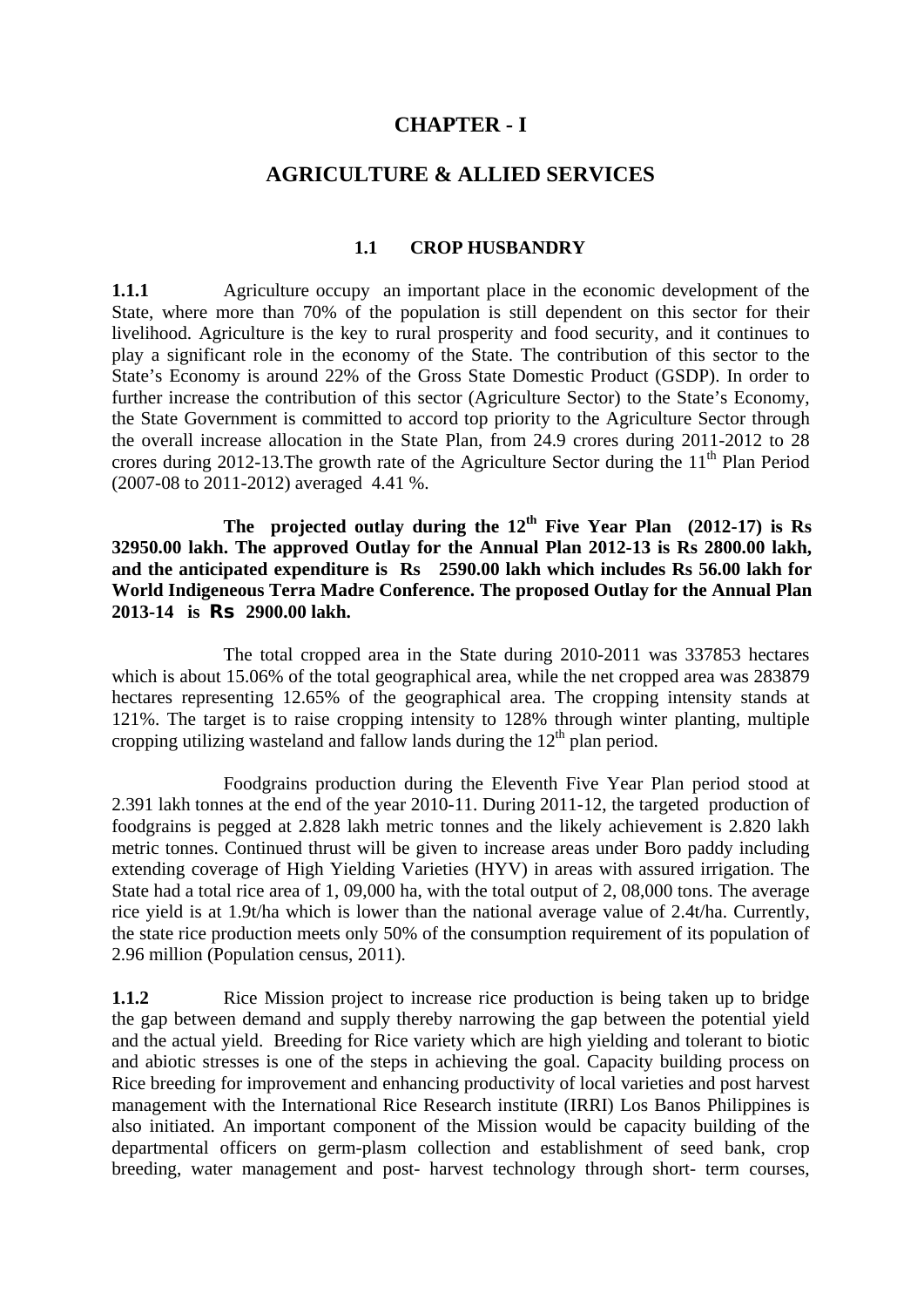# CHAPTER - I

# AGRICULTURE & ALLIED SERVICES

## 1.1 CROP HUSBANDRY

**1.1.1** Agriculture occupy an important place in the economic development of the State, where more than 70% of the population is still dependent on this sector for their livelihood. Agriculture is the key to rural prosperity and food security, and it continues to play a significant role in the economy of the State. The contribution of this sector to the State's Economy is around 22% of the Gross State Domestic Product (GSDP). In order to further increase the contribution of this sector (Agriculture Sector) to the State's Economy, the State Government is committed to accord top priority to the Agriculture Sector through the overall increase allocation in the State Plan, from 24.9 crores during 2011-2012 to 28 crores during 2012-13.The growth rate of the Agriculture Sector during the 11th Plan Period (2007-08 to 2011-2012) averaged 4.41 %.

**The projected outlay during the 12th Five Year Plan (2012-17) is Rs 32950.00 lakh. The approved Outlay for the Annual Plan 2012-13 is Rs 2800.00 lakh, and the anticipated expenditure is Rs 2590.00 lakh which includes Rs 56.00 lakh for World Indigeneous Terra Madre Conference. The proposed Outlay for the Annual Plan 2013-14 is Rs 2900.00 lakh.**

The total cropped area in the State during 2010-2011 was 337853 hectares which is about 15.06% of the total geographical area, while the net cropped area was 283879 hectares representing 12.65% of the geographical area. The cropping intensity stands at 121%. The target is to raise cropping intensity to 128% through winter planting, multiple cropping utilizing wasteland and fallow lands during the 12th plan period.

Foodgrains production during the Eleventh Five Year Plan period stood at 2.391 lakh tonnes at the end of the year 2010-11. During 2011-12, the targeted production of foodgrains is pegged at 2.828 lakh metric tonnes and the likely achievement is 2.820 lakh metric tonnes. Continued thrust will be given to increase areas under Boro paddy including extending coverage of High Yielding Varieties (HYV) in areas with assured irrigation. The State had a total rice area of 1, 09,000 ha, with the total output of 2, 08,000 tons. The average rice yield is at 1.9t/ha which is lower than the national average value of 2.4t/ha. Currently, the state rice production meets only 50% of the consumption requirement of its population of 2.96 million (Population census, 2011).

**1.1.2** Rice Mission project to increase rice production is being taken up to bridge the gap between demand and supply thereby narrowing the gap between the potential yield and the actual yield. Breeding for Rice variety which are high yielding and tolerant to biotic and abiotic stresses is one of the steps in achieving the goal. Capacity building process on Rice breeding for improvement and enhancing productivity of local varieties and post harvest management with the International Rice Research institute (IRRI) Los Banos Philippines is also initiated. An important component of the Mission would be capacity building of the departmental officers on germ-plasm collection and establishment of seed bank, crop breeding, water management and post- harvest technology through short- term courses,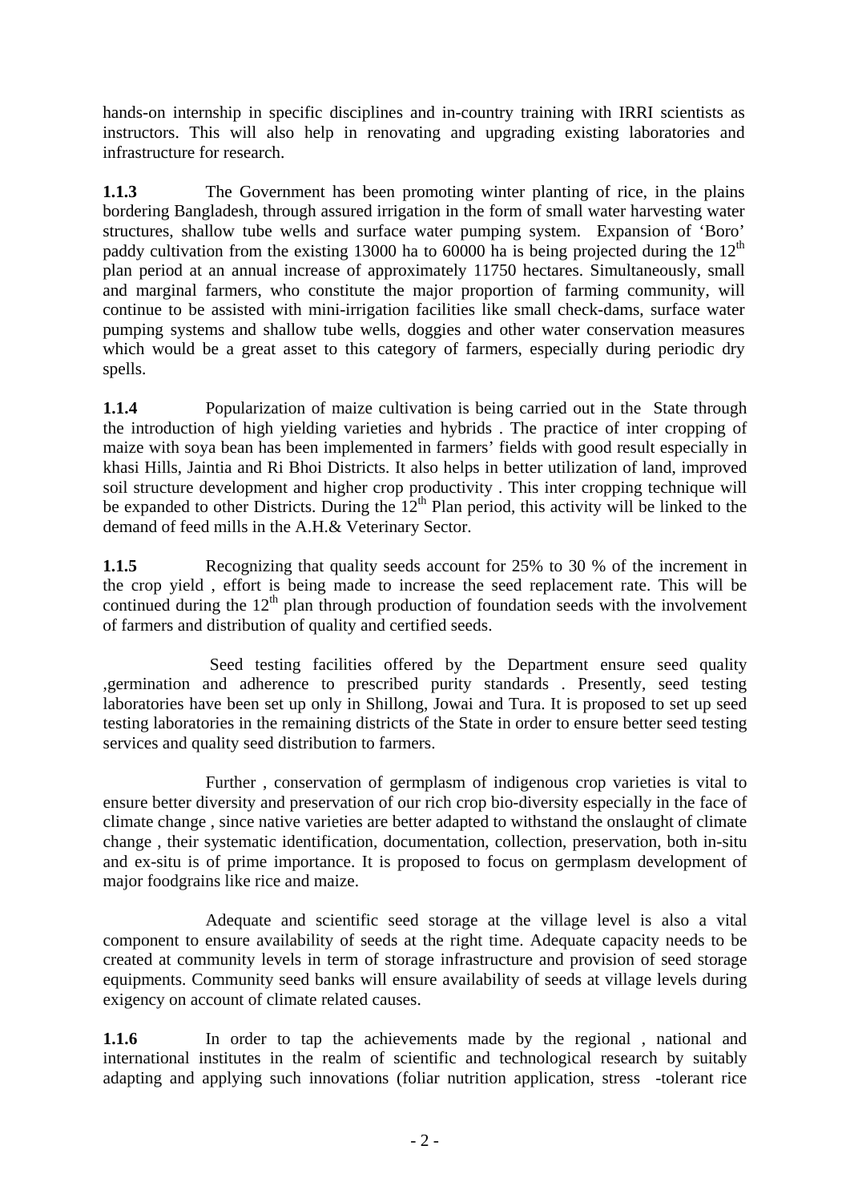hands-on internship in specific disciplines and in-country training with IRRI scientists as instructors. This will also help in renovating and upgrading existing laboratories and infrastructure for research.

**1.1.3** The Government has been promoting winter planting of rice, in the plains bordering Bangladesh, through assured irrigation in the form of small water harvesting water structures, shallow tube wells and surface water pumping system. Expansion of 'Boro' paddy cultivation from the existing 13000 ha to 60000 ha is being projected during the 12$^{th}$ plan period at an annual increase of approximately 11750 hectares. Simultaneously, small and marginal farmers, who constitute the major proportion of farming community, will continue to be assisted with mini-irrigation facilities like small check-dams, surface water pumping systems and shallow tube wells, doggies and other water conservation measures which would be a great asset to this category of farmers, especially during periodic dry spells.

**1.1.4** Popularization of maize cultivation is being carried out in the State through the introduction of high yielding varieties and hybrids . The practice of inter cropping of maize with soya bean has been implemented in farmers' fields with good result especially in khasi Hills, Jaintia and Ri Bhoi Districts. It also helps in better utilization of land, improved soil structure development and higher crop productivity . This inter cropping technique will be expanded to other Districts. During the 12$^{th}$ Plan period, this activity will be linked to the demand of feed mills in the A.H.& Veterinary Sector.

**1.1.5** Recognizing that quality seeds account for 25% to 30 % of the increment in the crop yield , effort is being made to increase the seed replacement rate. This will be continued during the 12$^{th}$ plan through production of foundation seeds with the involvement of farmers and distribution of quality and certified seeds.

Seed testing facilities offered by the Department ensure seed quality ,germination and adherence to prescribed purity standards . Presently, seed testing laboratories have been set up only in Shillong, Jowai and Tura. It is proposed to set up seed testing laboratories in the remaining districts of the State in order to ensure better seed testing services and quality seed distribution to farmers.

Further , conservation of germplasm of indigenous crop varieties is vital to ensure better diversity and preservation of our rich crop bio-diversity especially in the face of climate change , since native varieties are better adapted to withstand the onslaught of climate change , their systematic identification, documentation, collection, preservation, both in-situ and ex-situ is of prime importance. It is proposed to focus on germplasm development of major foodgrains like rice and maize.

Adequate and scientific seed storage at the village level is also a vital component to ensure availability of seeds at the right time. Adequate capacity needs to be created at community levels in term of storage infrastructure and provision of seed storage equipments. Community seed banks will ensure availability of seeds at village levels during exigency on account of climate related causes.

**1.1.6** In order to tap the achievements made by the regional , national and international institutes in the realm of scientific and technological research by suitably adapting and applying such innovations (foliar nutrition application, stress -tolerant rice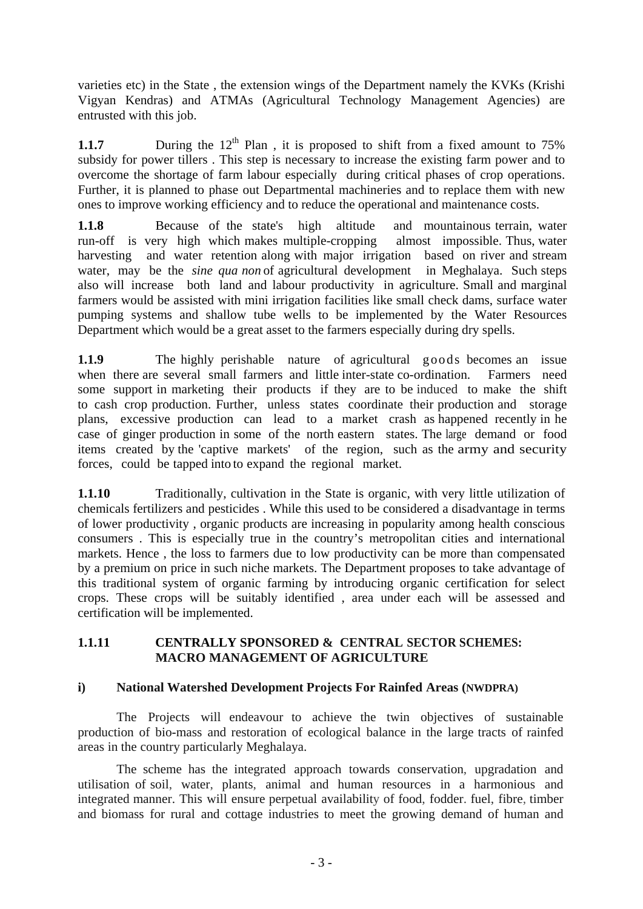varieties etc) in the State , the extension wings of the Department namely the KVKs (Krishi Vigyan Kendras) and ATMAs (Agricultural Technology Management Agencies) are entrusted with this job.

**1.1.7** During the 12th Plan , it is proposed to shift from a fixed amount to 75% subsidy for power tillers . This step is necessary to increase the existing farm power and to overcome the shortage of farm labour especially during critical phases of crop operations. Further, it is planned to phase out Departmental machineries and to replace them with new ones to improve working efficiency and to reduce the operational and maintenance costs.

**1.1.8** Because of the state's high altitude and mountainous terrain, water run-off is very high which makes multiple-cropping almost impossible. Thus, water harvesting and water retention along with major irrigation based on river and stream water, may be the *sine qua non* of agricultural development in Meghalaya. Such steps also will increase both land and labour productivity in agriculture. Small and marginal farmers would be assisted with mini irrigation facilities like small check dams, surface water pumping systems and shallow tube wells to be implemented by the Water Resources Department which would be a great asset to the farmers especially during dry spells.

**1.1.9** The highly perishable nature of agricultural goods becomes an issue when there are several small farmers and little inter-state co-ordination. Farmers need some support in marketing their products if they are to be induced to make the shift to cash crop production. Further, unless states coordinate their production and storage plans, excessive production can lead to a market crash as happened recently in he case of ginger production in some of the north eastern states. The large demand or food items created by the 'captive markets' of the region, such as the army and security forces, could be tapped into to expand the regional market.

**1.1.10** Traditionally, cultivation in the State is organic, with very little utilization of chemicals fertilizers and pesticides . While this used to be considered a disadvantage in terms of lower productivity , organic products are increasing in popularity among health conscious consumers . This is especially true in the country's metropolitan cities and international markets. Hence , the loss to farmers due to low productivity can be more than compensated by a premium on price in such niche markets. The Department proposes to take advantage of this traditional system of organic farming by introducing organic certification for select crops. These crops will be suitably identified , area under each will be assessed and certification will be implemented.

### 1.1.11 CENTRALLY SPONSORED & CENTRAL SECTOR SCHEMES: MACRO MANAGEMENT OF AGRICULTURE

#### i) National Watershed Development Projects For Rainfed Areas (NWDPRA)

The Projects will endeavour to achieve the twin objectives of sustainable production of bio-mass and restoration of ecological balance in the large tracts of rainfed areas in the country particularly Meghalaya.

The scheme has the integrated approach towards conservation, upgradation and utilisation of soil, water, plants, animal and human resources in a harmonious and integrated manner. This will ensure perpetual availability of food, fodder. fuel, fibre, timber and biomass for rural and cottage industries to meet the growing demand of human and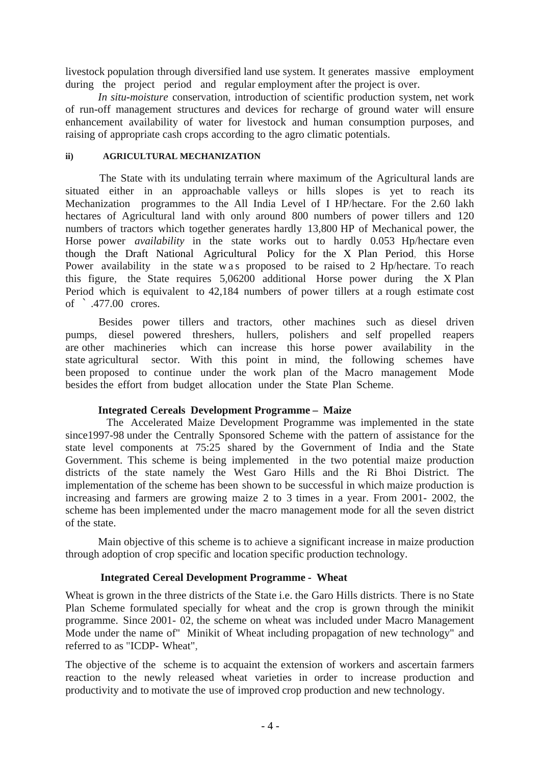livestock population through diversified land use system. It generates massive employment during the project period and regular employment after the project is over.

*In situ-moisture* conservation, introduction of scientific production system, net work of run-off management structures and devices for recharge of ground water will ensure enhancement availability of water for livestock and human consumption purposes, and raising of appropriate cash crops according to the agro climatic potentials.

**ii) AGRICULTURAL MECHANIZATION**

The State with its undulating terrain where maximum of the Agricultural lands are situated either in an approachable valleys or hills slopes is yet to reach its Mechanization programmes to the All India Level of I HP/hectare. For the 2.60 lakh hectares of Agricultural land with only around 800 numbers of power tillers and 120 numbers of tractors which together generates hardly 13,800 HP of Mechanical power, the Horse power *availability* in the state works out to hardly 0.053 Hp/hectare even though the Draft National Agricultural Policy for the X Plan Period, this Horse Power availability in the state was proposed to be raised to 2 Hp/hectare. To reach this figure, the State requires 5,06200 additional Horse power during the X Plan Period which is equivalent to 42,184 numbers of power tillers at a rough estimate cost of ` .477.00 crores.

Besides power tillers and tractors, other machines such as diesel driven pumps, diesel powered threshers, hullers, polishers and self propelled reapers are other machineries which can increase this horse power availability in the state agricultural sector. With this point in mind, the following schemes have been proposed to continue under the work plan of the Macro management Mode besides the effort from budget allocation under the State Plan Scheme.

**Integrated Cereals Development Programme – Maize**

The Accelerated Maize Development Programme was implemented in the state since1997-98 under the Centrally Sponsored Scheme with the pattern of assistance for the state level components at 75:25 shared by the Government of India and the State Government. This scheme is being implemented in the two potential maize production districts of the state namely the West Garo Hills and the Ri Bhoi District. The implementation of the scheme has been shown to be successful in which maize production is increasing and farmers are growing maize 2 to 3 times in a year. From 2001- 2002, the scheme has been implemented under the macro management mode for all the seven district of the state.

Main objective of this scheme is to achieve a significant increase in maize production through adoption of crop specific and location specific production technology.

**Integrated Cereal Development Programme - Wheat**

Wheat is grown in the three districts of the State i.e. the Garo Hills districts. There is no State Plan Scheme formulated specially for wheat and the crop is grown through the minikit programme. Since 2001- 02, the scheme on wheat was included under Macro Management Mode under the name of" Minikit of Wheat including propagation of new technology" and referred to as "ICDP- Wheat",

The objective of the scheme is to acquaint the extension of workers and ascertain farmers reaction to the newly released wheat varieties in order to increase production and productivity and to motivate the use of improved crop production and new technology.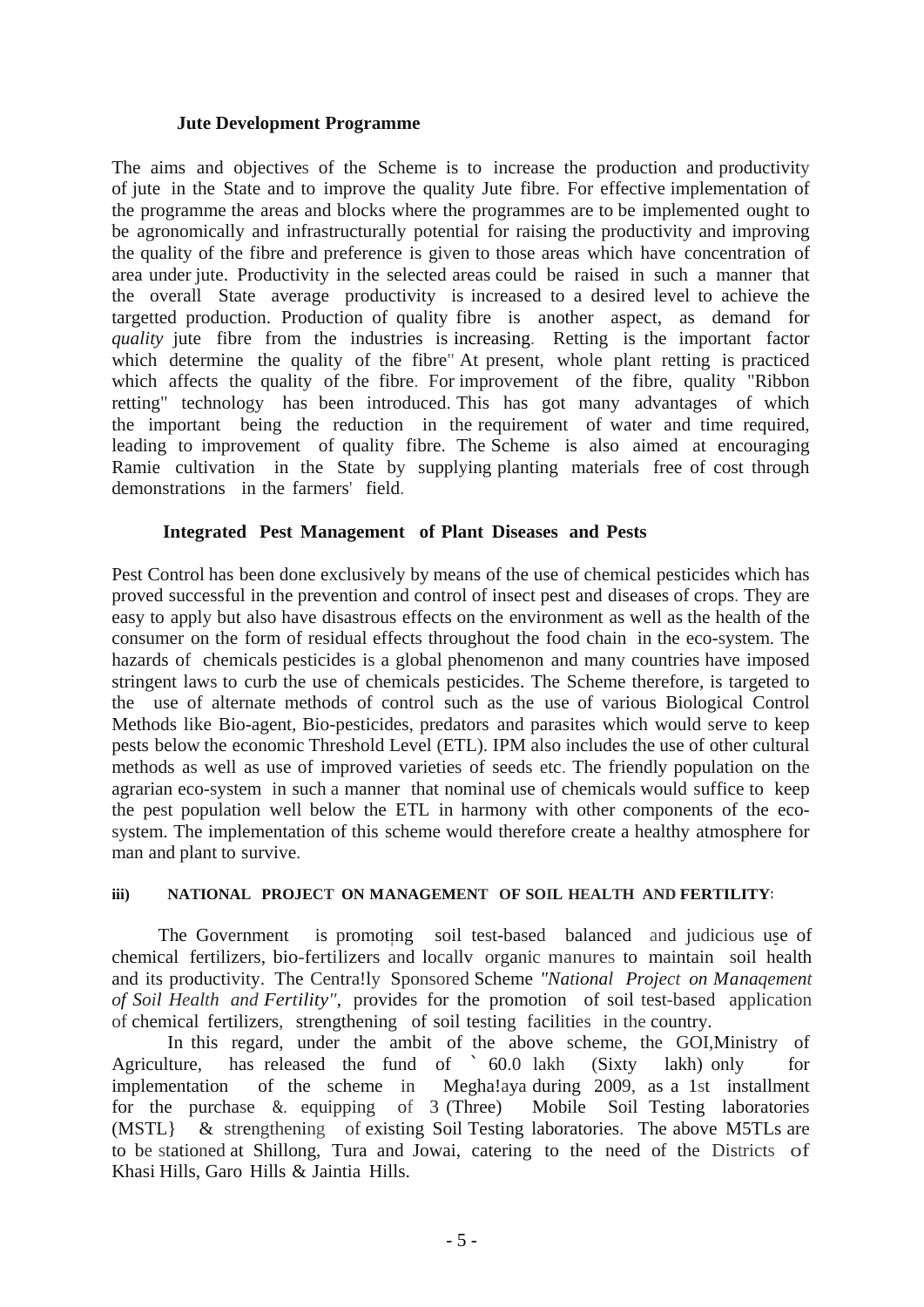### Jute Development Programme

The aims and objectives of the Scheme is to increase the production and productivity of jute in the State and to improve the quality Jute fibre. For effective implementation of the programme the areas and blocks where the programmes are to be implemented ought to be agronomically and infrastructurally potential for raising the productivity and improving the quality of the fibre and preference is given to those areas which have concentration of area under jute. Productivity in the selected areas could be raised in such a manner that the overall State average productivity is increased to a desired level to achieve the targetted production. Production of quality fibre is another aspect, as demand for *quality* jute fibre from the industries is increasing. Retting is the important factor which determine the quality of the fibre" At present, whole plant retting is practiced which affects the quality of the fibre. For improvement of the fibre, quality "Ribbon retting" technology has been introduced. This has got many advantages of which the important being the reduction in the requirement of water and time required, leading to improvement of quality fibre. The Scheme is also aimed at encouraging Ramie cultivation in the State by supplying planting materials free of cost through demonstrations in the farmers' field.

### Integrated Pest Management of Plant Diseases and Pests

Pest Control has been done exclusively by means of the use of chemical pesticides which has proved successful in the prevention and control of insect pest and diseases of crops. They are easy to apply but also have disastrous effects on the environment as well as the health of the consumer on the form of residual effects throughout the food chain in the eco-system. The hazards of chemicals pesticides is a global phenomenon and many countries have imposed stringent laws to curb the use of chemicals pesticides. The Scheme therefore, is targeted to the use of alternate methods of control such as the use of various Biological Control Methods like Bio-agent, Bio-pesticides, predators and parasites which would serve to keep pests below the economic Threshold Level (ETL). IPM also includes the use of other cultural methods as well as use of improved varieties of seeds etc. The friendly population on the agrarian eco-system in such a manner that nominal use of chemicals would suffice to keep the pest population well below the ETL in harmony with other components of the eco-system. The implementation of this scheme would therefore create a healthy atmosphere for man and plant to survive.

#### iii) NATIONAL PROJECT ON MANAGEMENT OF SOIL HEALTH AND FERTILITY:

The Government is promoting soil test-based balanced and judicious use of chemical fertilizers, bio-fertilizers and locallv organic manures to maintain soil health and its productivity. The Centra!ly Sponsored Scheme *"National Project on Manaqement of Soil Health and Fertility"*, provides for the promotion of soil test-based application of chemical fertilizers, strengthening of soil testing facilities in the country.

In this regard, under the ambit of the above scheme, the GOI,Ministry of Agriculture, has released the fund of ` 60.0 lakh (Sixty lakh) only for implementation of the scheme in Megha!aya during 2009, as a 1st installment for the purchase &. equipping of 3 (Three) Mobile Soil Testing laboratories (MSTL} & strengthening of existing Soil Testing laboratories. The above M5TLs are to be stationed at Shillong, Tura and Jowai, catering to the need of the Districts of Khasi Hills, Garo Hills & Jaintia Hills.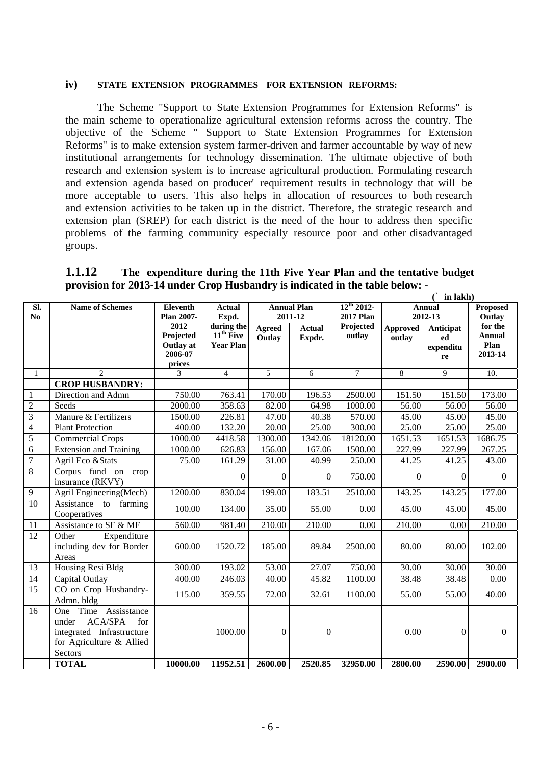### iv) STATE EXTENSION PROGRAMMES FOR EXTENSION REFORMS:

The Scheme "Support to State Extension Programmes for Extension Reforms" is the main scheme to operationalize agricultural extension reforms across the country. The objective of the Scheme " Support to State Extension Programmes for Extension Reforms" is to make extension system farmer-driven and farmer accountable by way of new institutional arrangements for technology dissemination. The ultimate objective of both research and extension system is to increase agricultural production. Formulating research and extension agenda based on producer' requirement results in technology that will be more acceptable to users. This also helps in allocation of resources to both research and extension activities to be taken up in the district. Therefore, the strategic research and extension plan (SREP) for each district is the need of the hour to address then specific problems of the farming community especially resource poor and other disadvantaged groups.

**1.1.12 The expenditure during the 11th Five Year Plan and the tentative budget provision for 2013-14 under Crop Husbandry is indicated in the table below: -**

(` in lakh)

| Sl. No | Name of Schemes | Eleventh Plan 2007-2012 Projected Outlay at 2006-07 prices | Actual Expd. during the 11th Five Year Plan | Annual Plan 2011-12 | | 12th 2012-2017 Plan | Annual 2012-13 | | Proposed Outlay for the Annual Plan 2013-14 |
|---|---|---|---|---|---|---|---|---|---|
| | | | | Agreed Outlay | Actual Expdr. | Projected outlay | Approved outlay | Anticipated expenditure | |
| 1 | 2 | 3 | 4 | 5 | 6 | 7 | 8 | 9 | 10. |
| | **CROP HUSBANDRY:** | | | | | | | | |
| 1 | Direction and Admn | 750.00 | 763.41 | 170.00 | 196.53 | 2500.00 | 151.50 | 151.50 | 173.00 |
| 2 | Seeds | 2000.00 | 358.63 | 82.00 | 64.98 | 1000.00 | 56.00 | 56.00 | 56.00 |
| 3 | Manure & Fertilizers | 1500.00 | 226.81 | 47.00 | 40.38 | 570.00 | 45.00 | 45.00 | 45.00 |
| 4 | Plant Protection | 400.00 | 132.20 | 20.00 | 25.00 | 300.00 | 25.00 | 25.00 | 25.00 |
| 5 | Commercial Crops | 1000.00 | 4418.58 | 1300.00 | 1342.06 | 18120.00 | 1651.53 | 1651.53 | 1686.75 |
| 6 | Extension and Training | 1000.00 | 626.83 | 156.00 | 167.06 | 1500.00 | 227.99 | 227.99 | 267.25 |
| 7 | Agril Eco &Stats | 75.00 | 161.29 | 31.00 | 40.99 | 250.00 | 41.25 | 41.25 | 43.00 |
| 8 | Corpus fund on crop insurance (RKVY) | | 0 | 0 | 0 | 750.00 | 0 | 0 | 0 |
| 9 | Agril Engineering(Mech) | 1200.00 | 830.04 | 199.00 | 183.51 | 2510.00 | 143.25 | 143.25 | 177.00 |
| 10 | Assistance to farming Cooperatives | 100.00 | 134.00 | 35.00 | 55.00 | 0.00 | 45.00 | 45.00 | 45.00 |
| 11 | Assistance to SF & MF | 560.00 | 981.40 | 210.00 | 210.00 | 0.00 | 210.00 | 0.00 | 210.00 |
| 12 | Other Expenditure including dev for Border Areas | 600.00 | 1520.72 | 185.00 | 89.84 | 2500.00 | 80.00 | 80.00 | 102.00 |
| 13 | Housing Resi Bldg | 300.00 | 193.02 | 53.00 | 27.07 | 750.00 | 30.00 | 30.00 | 30.00 |
| 14 | Capital Outlay | 400.00 | 246.03 | 40.00 | 45.82 | 1100.00 | 38.48 | 38.48 | 0.00 |
| 15 | CO on Crop Husbandry-Admn. bldg | 115.00 | 359.55 | 72.00 | 32.61 | 1100.00 | 55.00 | 55.00 | 40.00 |
| 16 | One Time Assisstance under ACA/SPA for integrated Infrastructure for Agriculture & Allied Sectors | | 1000.00 | 0 | 0 | | 0.00 | 0 | 0 |
| | **TOTAL** | **10000.00** | **11952.51** | **2600.00** | **2520.85** | **32950.00** | **2800.00** | **2590.00** | **2900.00** |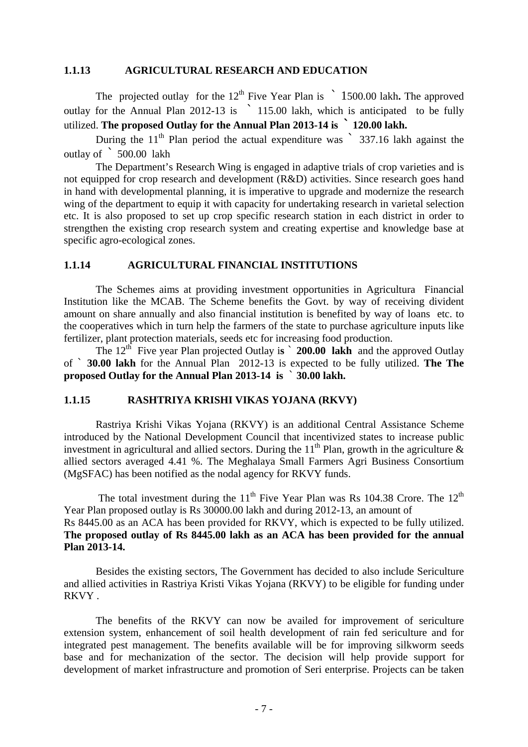### 1.1.13 AGRICULTURAL RESEARCH AND EDUCATION

The projected outlay for the 12th Five Year Plan is ` 1500.00 lakh**.** The approved outlay for the Annual Plan 2012-13 is ` 115.00 lakh, which is anticipated to be fully utilized. **The proposed Outlay for the Annual Plan 2013-14 is ` 120.00 lakh.**

During the 11th Plan period the actual expenditure was ` 337.16 lakh against the outlay of ` 500.00 lakh

The Department's Research Wing is engaged in adaptive trials of crop varieties and is not equipped for crop research and development (R&D) activities. Since research goes hand in hand with developmental planning, it is imperative to upgrade and modernize the research wing of the department to equip it with capacity for undertaking research in varietal selection etc. It is also proposed to set up crop specific research station in each district in order to strengthen the existing crop research system and creating expertise and knowledge base at specific agro-ecological zones.

### 1.1.14 AGRICULTURAL FINANCIAL INSTITUTIONS

The Schemes aims at providing investment opportunities in Agricultura Financial Institution like the MCAB. The Scheme benefits the Govt. by way of receiving divident amount on share annually and also financial institution is benefited by way of loans etc. to the cooperatives which in turn help the farmers of the state to purchase agriculture inputs like fertilizer, plant protection materials, seeds etc for increasing food production.

The 12th Five year Plan projected Outlay i**s ` 200.00 lakh** and the approved Outlay of **` 30.00 lakh** for the Annual Plan 2012-13 is expected to be fully utilized. **The The proposed Outlay for the Annual Plan 2013-14 is ` 30.00 lakh.**

### 1.1.15 RASHTRIYA KRISHI VIKAS YOJANA (RKVY)

Rastriya Krishi Vikas Yojana (RKVY) is an additional Central Assistance Scheme introduced by the National Development Council that incentivized states to increase public investment in agricultural and allied sectors. During the 11th Plan, growth in the agriculture & allied sectors averaged 4.41 %. The Meghalaya Small Farmers Agri Business Consortium (MgSFAC) has been notified as the nodal agency for RKVY funds.

The total investment during the 11th Five Year Plan was Rs 104.38 Crore. The 12th Year Plan proposed outlay is Rs 30000.00 lakh and during 2012-13, an amount of Rs 8445.00 as an ACA has been provided for RKVY, which is expected to be fully utilized. **The proposed outlay of Rs 8445.00 lakh as an ACA has been provided for the annual Plan 2013-14.**

Besides the existing sectors, The Government has decided to also include Sericulture and allied activities in Rastriya Kristi Vikas Yojana (RKVY) to be eligible for funding under RKVY .

The benefits of the RKVY can now be availed for improvement of sericulture extension system, enhancement of soil health development of rain fed sericulture and for integrated pest management. The benefits available will be for improving silkworm seeds base and for mechanization of the sector. The decision will help provide support for development of market infrastructure and promotion of Seri enterprise. Projects can be taken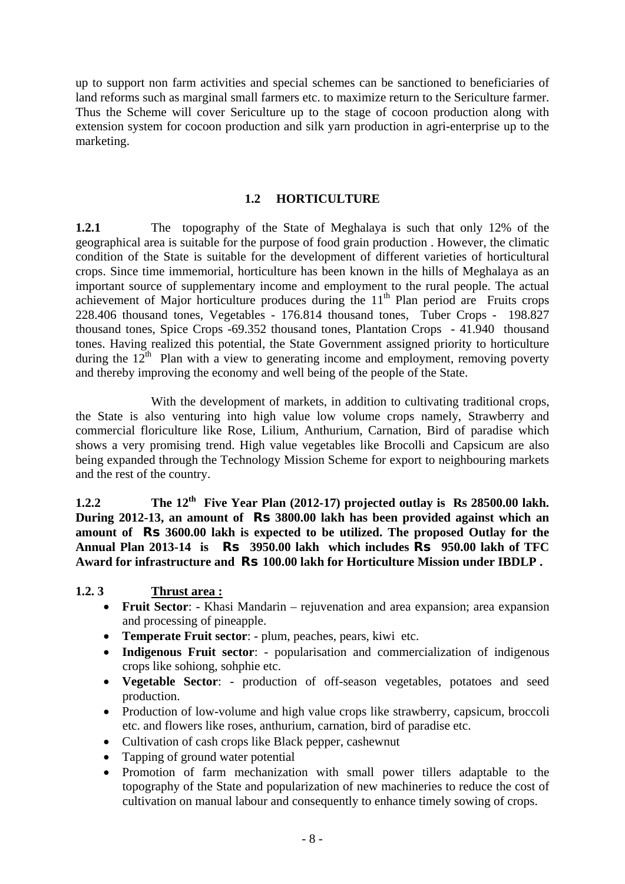up to support non farm activities and special schemes can be sanctioned to beneficiaries of land reforms such as marginal small farmers etc. to maximize return to the Sericulture farmer. Thus the Scheme will cover Sericulture up to the stage of cocoon production along with extension system for cocoon production and silk yarn production in agri-enterprise up to the marketing.

## 1.2 HORTICULTURE

**1.2.1** The topography of the State of Meghalaya is such that only 12% of the geographical area is suitable for the purpose of food grain production . However, the climatic condition of the State is suitable for the development of different varieties of horticultural crops. Since time immemorial, horticulture has been known in the hills of Meghalaya as an important source of supplementary income and employment to the rural people. The actual achievement of Major horticulture produces during the 11th Plan period are Fruits crops 228.406 thousand tones, Vegetables - 176.814 thousand tones, Tuber Crops - 198.827 thousand tones, Spice Crops -69.352 thousand tones, Plantation Crops - 41.940 thousand tones. Having realized this potential, the State Government assigned priority to horticulture during the 12th Plan with a view to generating income and employment, removing poverty and thereby improving the economy and well being of the people of the State.

With the development of markets, in addition to cultivating traditional crops, the State is also venturing into high value low volume crops namely, Strawberry and commercial floriculture like Rose, Lilium, Anthurium, Carnation, Bird of paradise which shows a very promising trend. High value vegetables like Brocolli and Capsicum are also being expanded through the Technology Mission Scheme for export to neighbouring markets and the rest of the country.

**1.2.2 The 12th Five Year Plan (2012-17) projected outlay is Rs 28500.00 lakh. During 2012-13, an amount of Rs 3800.00 lakh has been provided against which an amount of Rs 3600.00 lakh is expected to be utilized. The proposed Outlay for the Annual Plan 2013-14 is Rs 3950.00 lakh which includes Rs 950.00 lakh of TFC Award for infrastructure and Rs 100.00 lakh for Horticulture Mission under IBDLP .**

**1.2. 3 <u>Thrust area :</u>**

- **Fruit Sector**: - Khasi Mandarin – rejuvenation and area expansion; area expansion and processing of pineapple.
- **Temperate Fruit sector**: - plum, peaches, pears, kiwi etc.
- **Indigenous Fruit sector**: - popularisation and commercialization of indigenous crops like sohiong, sohphie etc.
- **Vegetable Sector**: - production of off-season vegetables, potatoes and seed production.
- Production of low-volume and high value crops like strawberry, capsicum, broccoli etc. and flowers like roses, anthurium, carnation, bird of paradise etc.
- Cultivation of cash crops like Black pepper, cashewnut
- Tapping of ground water potential
- Promotion of farm mechanization with small power tillers adaptable to the topography of the State and popularization of new machineries to reduce the cost of cultivation on manual labour and consequently to enhance timely sowing of crops.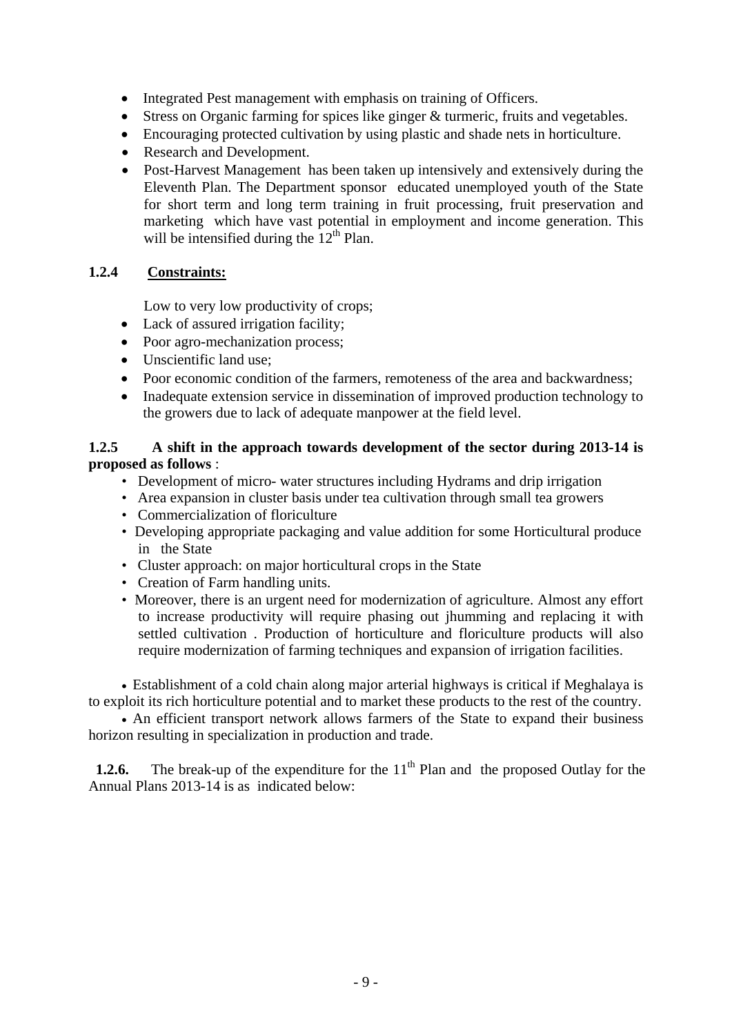- Integrated Pest management with emphasis on training of Officers.
- Stress on Organic farming for spices like ginger & turmeric, fruits and vegetables.
- Encouraging protected cultivation by using plastic and shade nets in horticulture.
- Research and Development.
- Post-Harvest Management has been taken up intensively and extensively during the Eleventh Plan. The Department sponsor educated unemployed youth of the State for short term and long term training in fruit processing, fruit preservation and marketing which have vast potential in employment and income generation. This will be intensified during the 12th Plan.

**1.2.4 Constraints:**

Low to very low productivity of crops;

- Lack of assured irrigation facility;
- Poor agro-mechanization process;
- Unscientific land use;
- Poor economic condition of the farmers, remoteness of the area and backwardness;
- Inadequate extension service in dissemination of improved production technology to the growers due to lack of adequate manpower at the field level.

**1.2.5 A shift in the approach towards development of the sector during 2013-14 is proposed as follows** :

- Development of micro- water structures including Hydrams and drip irrigation
- Area expansion in cluster basis under tea cultivation through small tea growers
- Commercialization of floriculture
- Developing appropriate packaging and value addition for some Horticultural produce in the State
- Cluster approach: on major horticultural crops in the State
- Creation of Farm handling units.
- Moreover, there is an urgent need for modernization of agriculture. Almost any effort to increase productivity will require phasing out jhumming and replacing it with settled cultivation . Production of horticulture and floriculture products will also require modernization of farming techniques and expansion of irrigation facilities.

- Establishment of a cold chain along major arterial highways is critical if Meghalaya is to exploit its rich horticulture potential and to market these products to the rest of the country.
- An efficient transport network allows farmers of the State to expand their business horizon resulting in specialization in production and trade.

**1.2.6.** The break-up of the expenditure for the 11th Plan and the proposed Outlay for the Annual Plans 2013-14 is as indicated below: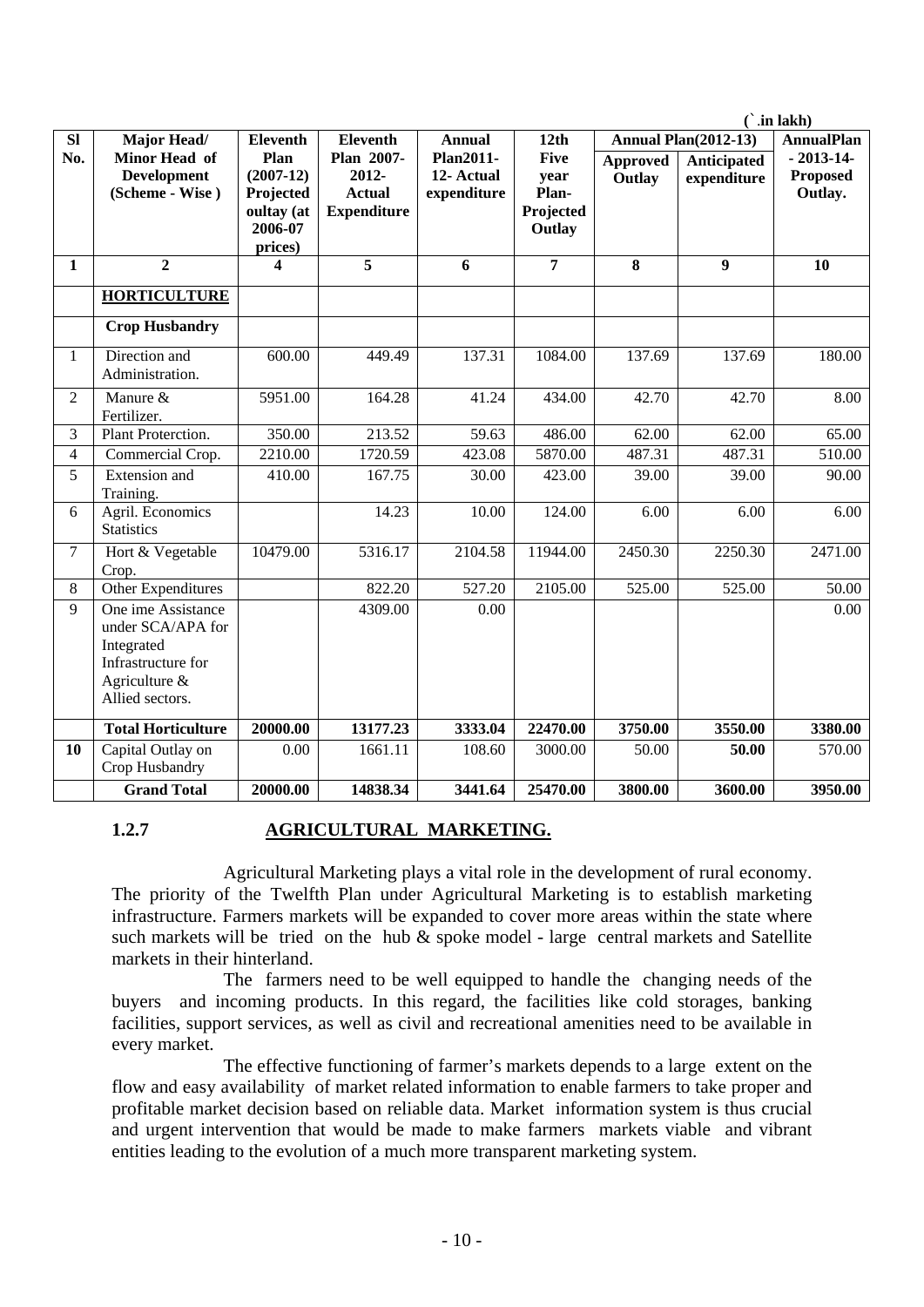(`.in lakh)

| Sl No. | Major Head/ Minor Head of Development (Scheme - Wise ) | Eleventh Plan (2007-12) Projected oultay (at 2006-07 prices) | Eleventh Plan 2007-2012- Actual Expenditure | Annual Plan2011-12- Actual expenditure | 12th Five year Plan-Projected Outlay | Annual Plan(2012-13) | | AnnualPlan - 2013-14- Proposed Outlay. |
|---|---|---|---|---|---|---|---|---|
| | | | | | | Approved Outlay | Anticipated expenditure | |
| **1** | **2** | **4** | **5** | **6** | **7** | **8** | **9** | **10** |
| | **HORTICULTURE** | | | | | | | |
| | **Crop Husbandry** | | | | | | | |
| 1 | Direction and Administration. | 600.00 | 449.49 | 137.31 | 1084.00 | 137.69 | 137.69 | 180.00 |
| 2 | Manure & Fertilizer. | 5951.00 | 164.28 | 41.24 | 434.00 | 42.70 | 42.70 | 8.00 |
| 3 | Plant Proterction. | 350.00 | 213.52 | 59.63 | 486.00 | 62.00 | 62.00 | 65.00 |
| 4 | Commercial Crop. | 2210.00 | 1720.59 | 423.08 | 5870.00 | 487.31 | 487.31 | 510.00 |
| 5 | Extension and Training. | 410.00 | 167.75 | 30.00 | 423.00 | 39.00 | 39.00 | 90.00 |
| 6 | Agril. Economics Statistics | | 14.23 | 10.00 | 124.00 | 6.00 | 6.00 | 6.00 |
| 7 | Hort & Vegetable Crop. | 10479.00 | 5316.17 | 2104.58 | 11944.00 | 2450.30 | 2250.30 | 2471.00 |
| 8 | Other Expenditures | | 822.20 | 527.20 | 2105.00 | 525.00 | 525.00 | 50.00 |
| 9 | One ime Assistance under SCA/APA for Integrated Infrastructure for Agriculture & Allied sectors. | | 4309.00 | 0.00 | | | | 0.00 |
| | **Total Horticulture** | **20000.00** | **13177.23** | **3333.04** | **22470.00** | **3750.00** | **3550.00** | **3380.00** |
| **10** | Capital Outlay on Crop Husbandry | 0.00 | 1661.11 | 108.60 | 3000.00 | 50.00 | **50.00** | 570.00 |
| | **Grand Total** | **20000.00** | **14838.34** | **3441.64** | **25470.00** | **3800.00** | **3600.00** | **3950.00** |

### 1.2.7 AGRICULTURAL MARKETING.

Agricultural Marketing plays a vital role in the development of rural economy. The priority of the Twelfth Plan under Agricultural Marketing is to establish marketing infrastructure. Farmers markets will be expanded to cover more areas within the state where such markets will be tried on the hub & spoke model - large central markets and Satellite markets in their hinterland.

The farmers need to be well equipped to handle the changing needs of the buyers and incoming products. In this regard, the facilities like cold storages, banking facilities, support services, as well as civil and recreational amenities need to be available in every market.

The effective functioning of farmer's markets depends to a large extent on the flow and easy availability of market related information to enable farmers to take proper and profitable market decision based on reliable data. Market information system is thus crucial and urgent intervention that would be made to make farmers markets viable and vibrant entities leading to the evolution of a much more transparent marketing system.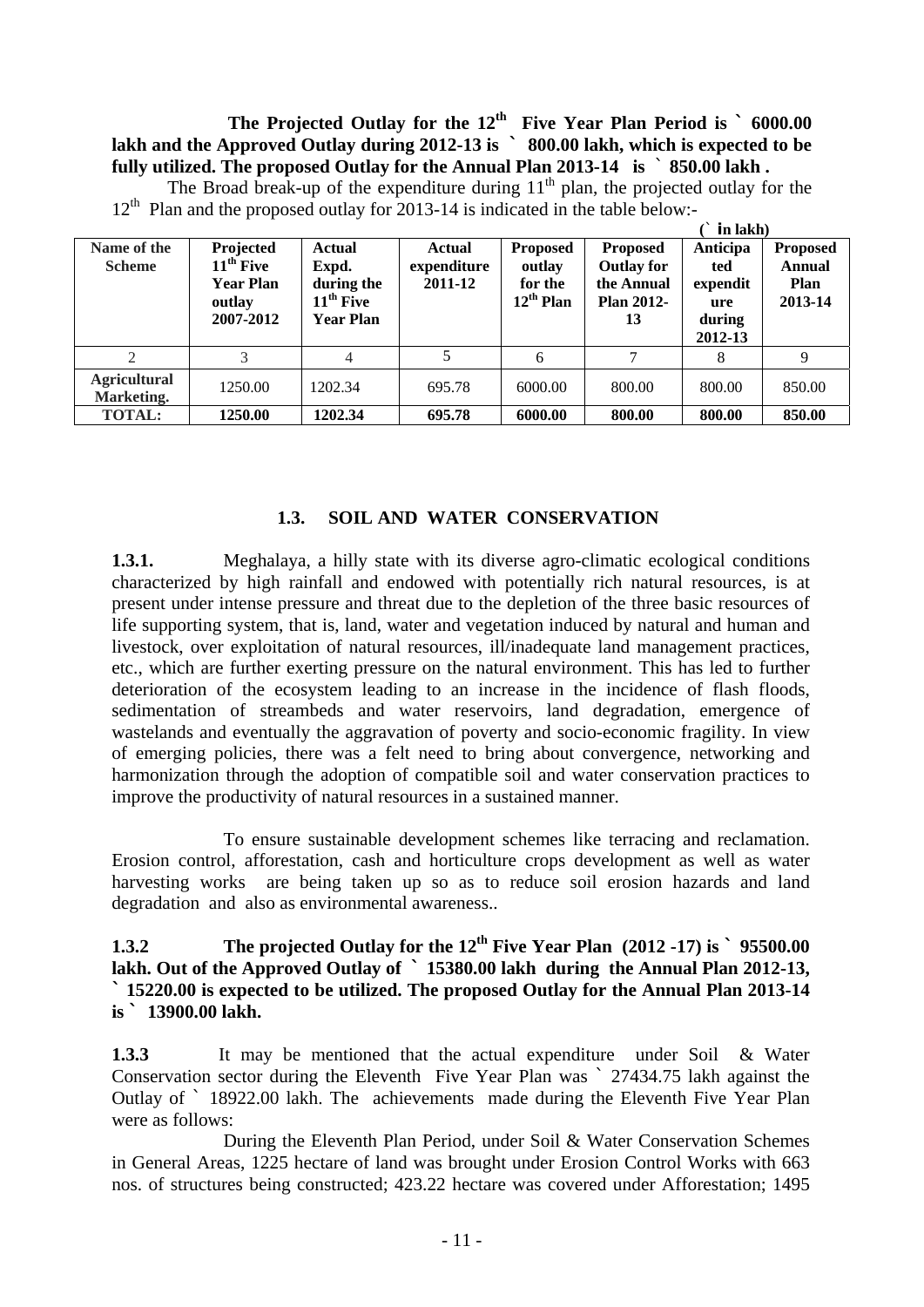**The Projected Outlay for the 12th Five Year Plan Period is ` 6000.00 lakh and the Approved Outlay during 2012-13 is ` 800.00 lakh, which is expected to be fully utilized. The proposed Outlay for the Annual Plan 2013-14 is ` 850.00 lakh .**

The Broad break-up of the expenditure during 11th plan, the projected outlay for the 12th Plan and the proposed outlay for 2013-14 is indicated in the table below:-

(` in lakh)

| Name of the Scheme | Projected 11th Five Year Plan outlay 2007-2012 | Actual Expd. during the 11th Five Year Plan | Actual expenditure 2011-12 | Proposed outlay for the 12th Plan | Proposed Outlay for the Annual Plan 2012-13 | Anticipated expenditure during 2012-13 | Proposed Annual Plan 2013-14 |
|---|---|---|---|---|---|---|---|
| 2 | 3 | 4 | 5 | 6 | 7 | 8 | 9 |
| **Agricultural Marketing.** | 1250.00 | 1202.34 | 695.78 | 6000.00 | 800.00 | 800.00 | 850.00 |
| **TOTAL:** | **1250.00** | **1202.34** | **695.78** | **6000.00** | **800.00** | **800.00** | **850.00** |

## 1.3. SOIL AND WATER CONSERVATION

**1.3.1.** Meghalaya, a hilly state with its diverse agro-climatic ecological conditions characterized by high rainfall and endowed with potentially rich natural resources, is at present under intense pressure and threat due to the depletion of the three basic resources of life supporting system, that is, land, water and vegetation induced by natural and human and livestock, over exploitation of natural resources, ill/inadequate land management practices, etc., which are further exerting pressure on the natural environment. This has led to further deterioration of the ecosystem leading to an increase in the incidence of flash floods, sedimentation of streambeds and water reservoirs, land degradation, emergence of wastelands and eventually the aggravation of poverty and socio-economic fragility. In view of emerging policies, there was a felt need to bring about convergence, networking and harmonization through the adoption of compatible soil and water conservation practices to improve the productivity of natural resources in a sustained manner.

To ensure sustainable development schemes like terracing and reclamation. Erosion control, afforestation, cash and horticulture crops development as well as water harvesting works are being taken up so as to reduce soil erosion hazards and land degradation and also as environmental awareness..

**1.3.2 The projected Outlay for the 12th Five Year Plan (2012 -17) is ` 95500.00 lakh. Out of the Approved Outlay of ` 15380.00 lakh during the Annual Plan 2012-13, ` 15220.00 is expected to be utilized. The proposed Outlay for the Annual Plan 2013-14 is ` 13900.00 lakh.**

**1.3.3** It may be mentioned that the actual expenditure under Soil & Water Conservation sector during the Eleventh Five Year Plan was ` 27434.75 lakh against the Outlay of ` 18922.00 lakh. The achievements made during the Eleventh Five Year Plan were as follows:

During the Eleventh Plan Period, under Soil & Water Conservation Schemes in General Areas, 1225 hectare of land was brought under Erosion Control Works with 663 nos. of structures being constructed; 423.22 hectare was covered under Afforestation; 1495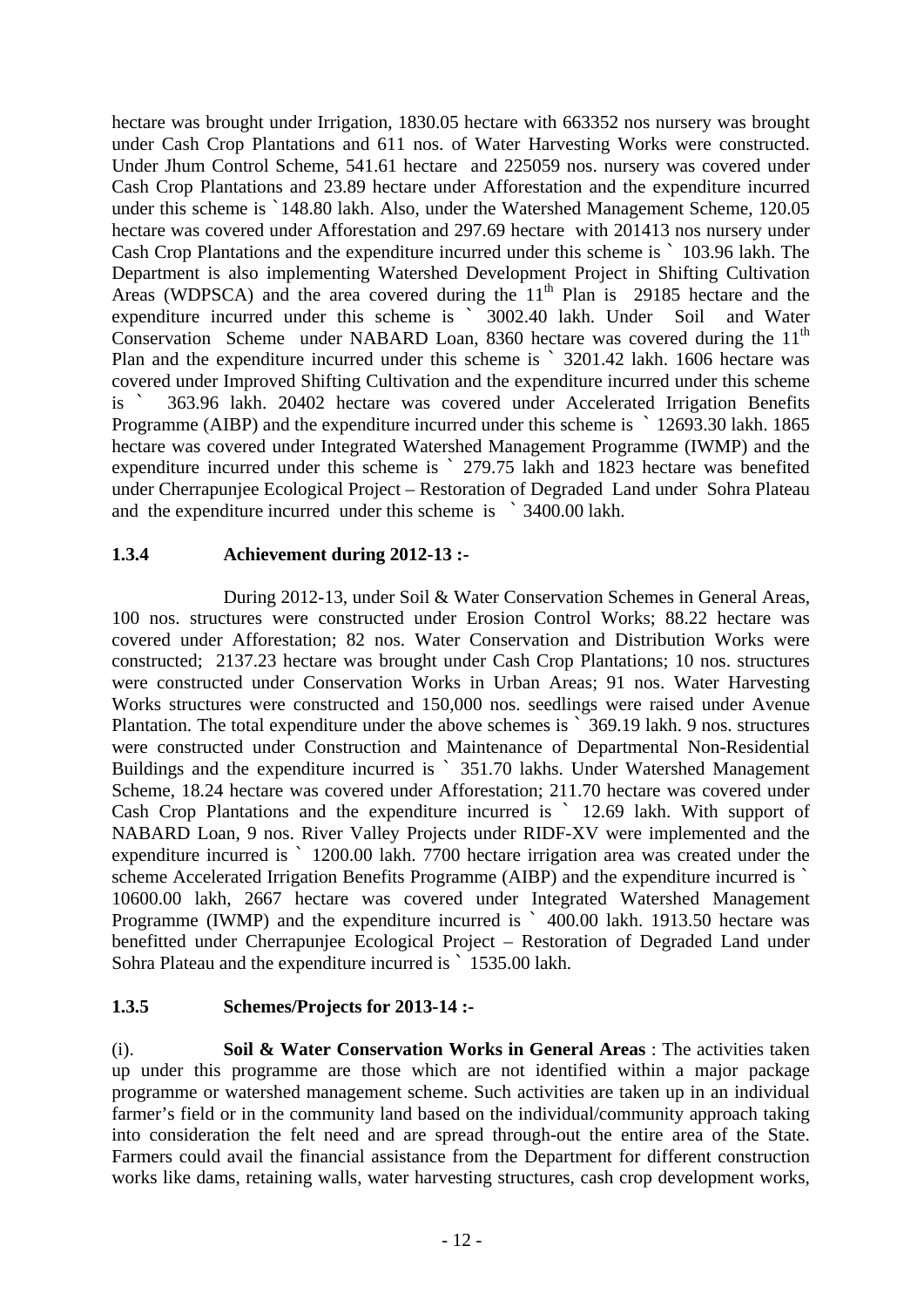hectare was brought under Irrigation, 1830.05 hectare with 663352 nos nursery was brought under Cash Crop Plantations and 611 nos. of Water Harvesting Works were constructed. Under Jhum Control Scheme, 541.61 hectare and 225059 nos. nursery was covered under Cash Crop Plantations and 23.89 hectare under Afforestation and the expenditure incurred under this scheme is `148.80 lakh. Also, under the Watershed Management Scheme, 120.05 hectare was covered under Afforestation and 297.69 hectare with 201413 nos nursery under Cash Crop Plantations and the expenditure incurred under this scheme is ` 103.96 lakh. The Department is also implementing Watershed Development Project in Shifting Cultivation Areas (WDPSCA) and the area covered during the 11th Plan is 29185 hectare and the expenditure incurred under this scheme is ` 3002.40 lakh. Under Soil and Water Conservation Scheme under NABARD Loan, 8360 hectare was covered during the 11th Plan and the expenditure incurred under this scheme is ` 3201.42 lakh. 1606 hectare was covered under Improved Shifting Cultivation and the expenditure incurred under this scheme is ` 363.96 lakh. 20402 hectare was covered under Accelerated Irrigation Benefits Programme (AIBP) and the expenditure incurred under this scheme is ` 12693.30 lakh. 1865 hectare was covered under Integrated Watershed Management Programme (IWMP) and the expenditure incurred under this scheme is ` 279.75 lakh and 1823 hectare was benefited under Cherrapunjee Ecological Project – Restoration of Degraded Land under Sohra Plateau and the expenditure incurred under this scheme is ` 3400.00 lakh.

### 1.3.4 Achievement during 2012-13 :-

During 2012-13, under Soil & Water Conservation Schemes in General Areas, 100 nos. structures were constructed under Erosion Control Works; 88.22 hectare was covered under Afforestation; 82 nos. Water Conservation and Distribution Works were constructed; 2137.23 hectare was brought under Cash Crop Plantations; 10 nos. structures were constructed under Conservation Works in Urban Areas; 91 nos. Water Harvesting Works structures were constructed and 150,000 nos. seedlings were raised under Avenue Plantation. The total expenditure under the above schemes is ` 369.19 lakh. 9 nos. structures were constructed under Construction and Maintenance of Departmental Non-Residential Buildings and the expenditure incurred is ` 351.70 lakhs. Under Watershed Management Scheme, 18.24 hectare was covered under Afforestation; 211.70 hectare was covered under Cash Crop Plantations and the expenditure incurred is ` 12.69 lakh. With support of NABARD Loan, 9 nos. River Valley Projects under RIDF-XV were implemented and the expenditure incurred is ` 1200.00 lakh. 7700 hectare irrigation area was created under the scheme Accelerated Irrigation Benefits Programme (AIBP) and the expenditure incurred is ` 10600.00 lakh, 2667 hectare was covered under Integrated Watershed Management Programme (IWMP) and the expenditure incurred is ` 400.00 lakh. 1913.50 hectare was benefitted under Cherrapunjee Ecological Project – Restoration of Degraded Land under Sohra Plateau and the expenditure incurred is ` 1535.00 lakh.

### 1.3.5 Schemes/Projects for 2013-14 :-

(i). **Soil & Water Conservation Works in General Areas** : The activities taken up under this programme are those which are not identified within a major package programme or watershed management scheme. Such activities are taken up in an individual farmer's field or in the community land based on the individual/community approach taking into consideration the felt need and are spread through-out the entire area of the State. Farmers could avail the financial assistance from the Department for different construction works like dams, retaining walls, water harvesting structures, cash crop development works,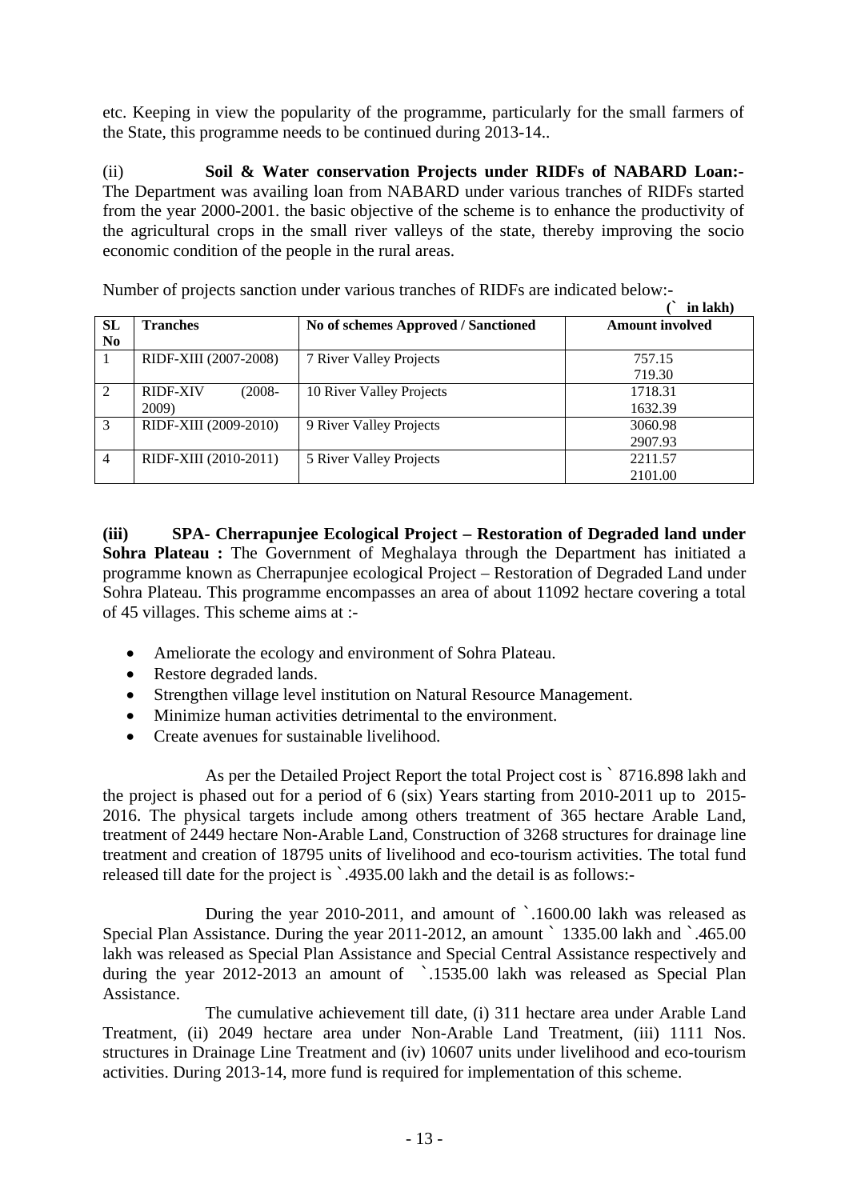etc. Keeping in view the popularity of the programme, particularly for the small farmers of the State, this programme needs to be continued during 2013-14..

(ii) **Soil & Water conservation Projects under RIDFs of NABARD Loan:-** The Department was availing loan from NABARD under various tranches of RIDFs started from the year 2000-2001. the basic objective of the scheme is to enhance the productivity of the agricultural crops in the small river valleys of the state, thereby improving the socio economic condition of the people in the rural areas.

Number of projects sanction under various tranches of RIDFs are indicated below:-

(` in lakh)

| SL No | Tranches | No of schemes Approved / Sanctioned | Amount involved |
|---|---|---|---|
| 1 | RIDF-XIII (2007-2008) | 7 River Valley Projects | 757.15<br>719.30 |
| 2 | RIDF-XIV (2008-2009) | 10 River Valley Projects | 1718.31<br>1632.39 |
| 3 | RIDF-XIII (2009-2010) | 9 River Valley Projects | 3060.98<br>2907.93 |
| 4 | RIDF-XIII (2010-2011) | 5 River Valley Projects | 2211.57<br>2101.00 |

**(iii) SPA- Cherrapunjee Ecological Project – Restoration of Degraded land under Sohra Plateau :** The Government of Meghalaya through the Department has initiated a programme known as Cherrapunjee ecological Project – Restoration of Degraded Land under Sohra Plateau. This programme encompasses an area of about 11092 hectare covering a total of 45 villages. This scheme aims at :-

- Ameliorate the ecology and environment of Sohra Plateau.
- Restore degraded lands.
- Strengthen village level institution on Natural Resource Management.
- Minimize human activities detrimental to the environment.
- Create avenues for sustainable livelihood.

As per the Detailed Project Report the total Project cost is ` 8716.898 lakh and the project is phased out for a period of 6 (six) Years starting from 2010-2011 up to 2015-2016. The physical targets include among others treatment of 365 hectare Arable Land, treatment of 2449 hectare Non-Arable Land, Construction of 3268 structures for drainage line treatment and creation of 18795 units of livelihood and eco-tourism activities. The total fund released till date for the project is `.4935.00 lakh and the detail is as follows:-

During the year 2010-2011, and amount of `.1600.00 lakh was released as Special Plan Assistance. During the year 2011-2012, an amount ` 1335.00 lakh and `.465.00 lakh was released as Special Plan Assistance and Special Central Assistance respectively and during the year 2012-2013 an amount of `.1535.00 lakh was released as Special Plan Assistance.

The cumulative achievement till date, (i) 311 hectare area under Arable Land Treatment, (ii) 2049 hectare area under Non-Arable Land Treatment, (iii) 1111 Nos. structures in Drainage Line Treatment and (iv) 10607 units under livelihood and eco-tourism activities. During 2013-14, more fund is required for implementation of this scheme.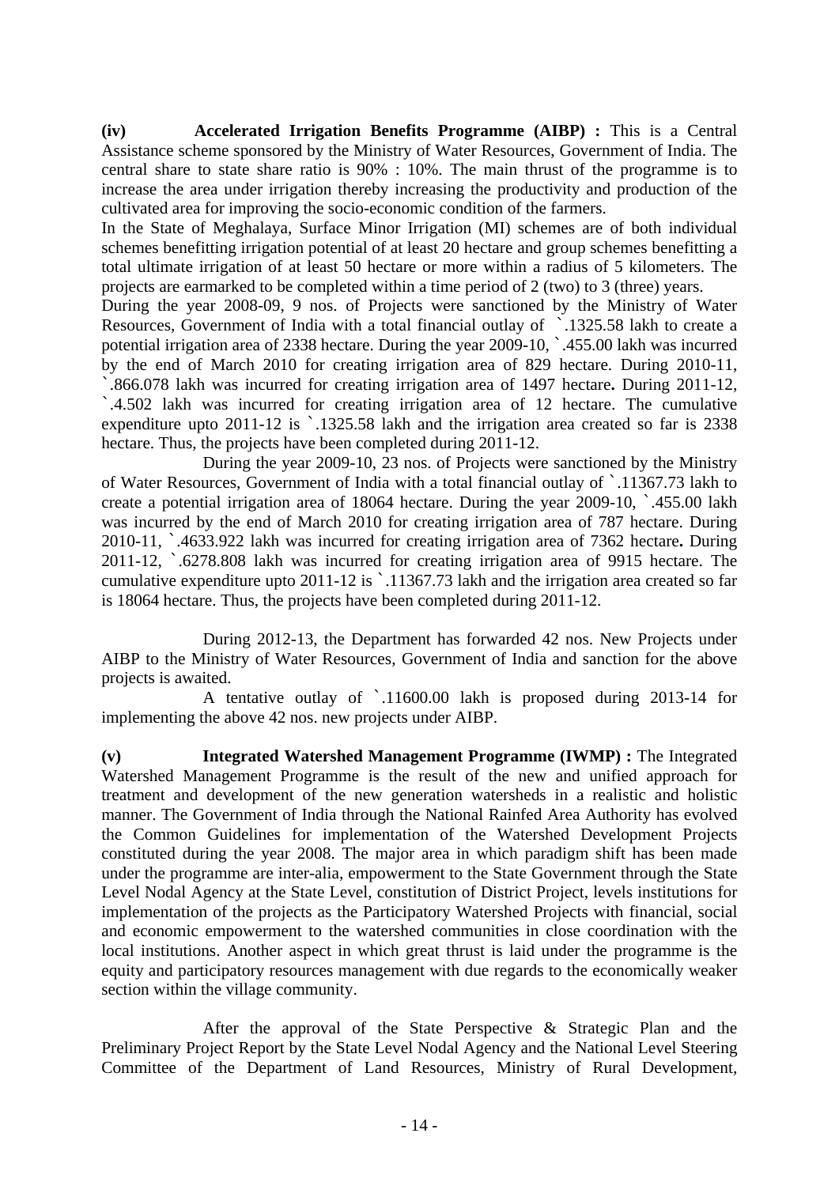**(iv) Accelerated Irrigation Benefits Programme (AIBP) :** This is a Central Assistance scheme sponsored by the Ministry of Water Resources, Government of India. The central share to state share ratio is 90% : 10%. The main thrust of the programme is to increase the area under irrigation thereby increasing the productivity and production of the cultivated area for improving the socio-economic condition of the farmers.

In the State of Meghalaya, Surface Minor Irrigation (MI) schemes are of both individual schemes benefitting irrigation potential of at least 20 hectare and group schemes benefitting a total ultimate irrigation of at least 50 hectare or more within a radius of 5 kilometers. The projects are earmarked to be completed within a time period of 2 (two) to 3 (three) years.

During the year 2008-09, 9 nos. of Projects were sanctioned by the Ministry of Water Resources, Government of India with a total financial outlay of `.1325.58 lakh to create a potential irrigation area of 2338 hectare. During the year 2009-10, `.455.00 lakh was incurred by the end of March 2010 for creating irrigation area of 829 hectare. During 2010-11, `.866.078 lakh was incurred for creating irrigation area of 1497 hectare**.** During 2011-12, `.4.502 lakh was incurred for creating irrigation area of 12 hectare. The cumulative expenditure upto 2011-12 is `.1325.58 lakh and the irrigation area created so far is 2338 hectare. Thus, the projects have been completed during 2011-12.

During the year 2009-10, 23 nos. of Projects were sanctioned by the Ministry of Water Resources, Government of India with a total financial outlay of `.11367.73 lakh to create a potential irrigation area of 18064 hectare. During the year 2009-10, `.455.00 lakh was incurred by the end of March 2010 for creating irrigation area of 787 hectare. During 2010-11, `.4633.922 lakh was incurred for creating irrigation area of 7362 hectare**.** During 2011-12, `.6278.808 lakh was incurred for creating irrigation area of 9915 hectare. The cumulative expenditure upto 2011-12 is `.11367.73 lakh and the irrigation area created so far is 18064 hectare. Thus, the projects have been completed during 2011-12.

During 2012-13, the Department has forwarded 42 nos. New Projects under AIBP to the Ministry of Water Resources, Government of India and sanction for the above projects is awaited.

A tentative outlay of `.11600.00 lakh is proposed during 2013-14 for implementing the above 42 nos. new projects under AIBP.

**(v) Integrated Watershed Management Programme (IWMP) :** The Integrated Watershed Management Programme is the result of the new and unified approach for treatment and development of the new generation watersheds in a realistic and holistic manner. The Government of India through the National Rainfed Area Authority has evolved the Common Guidelines for implementation of the Watershed Development Projects constituted during the year 2008. The major area in which paradigm shift has been made under the programme are inter-alia, empowerment to the State Government through the State Level Nodal Agency at the State Level, constitution of District Project, levels institutions for implementation of the projects as the Participatory Watershed Projects with financial, social and economic empowerment to the watershed communities in close coordination with the local institutions. Another aspect in which great thrust is laid under the programme is the equity and participatory resources management with due regards to the economically weaker section within the village community.

After the approval of the State Perspective & Strategic Plan and the Preliminary Project Report by the State Level Nodal Agency and the National Level Steering Committee of the Department of Land Resources, Ministry of Rural Development,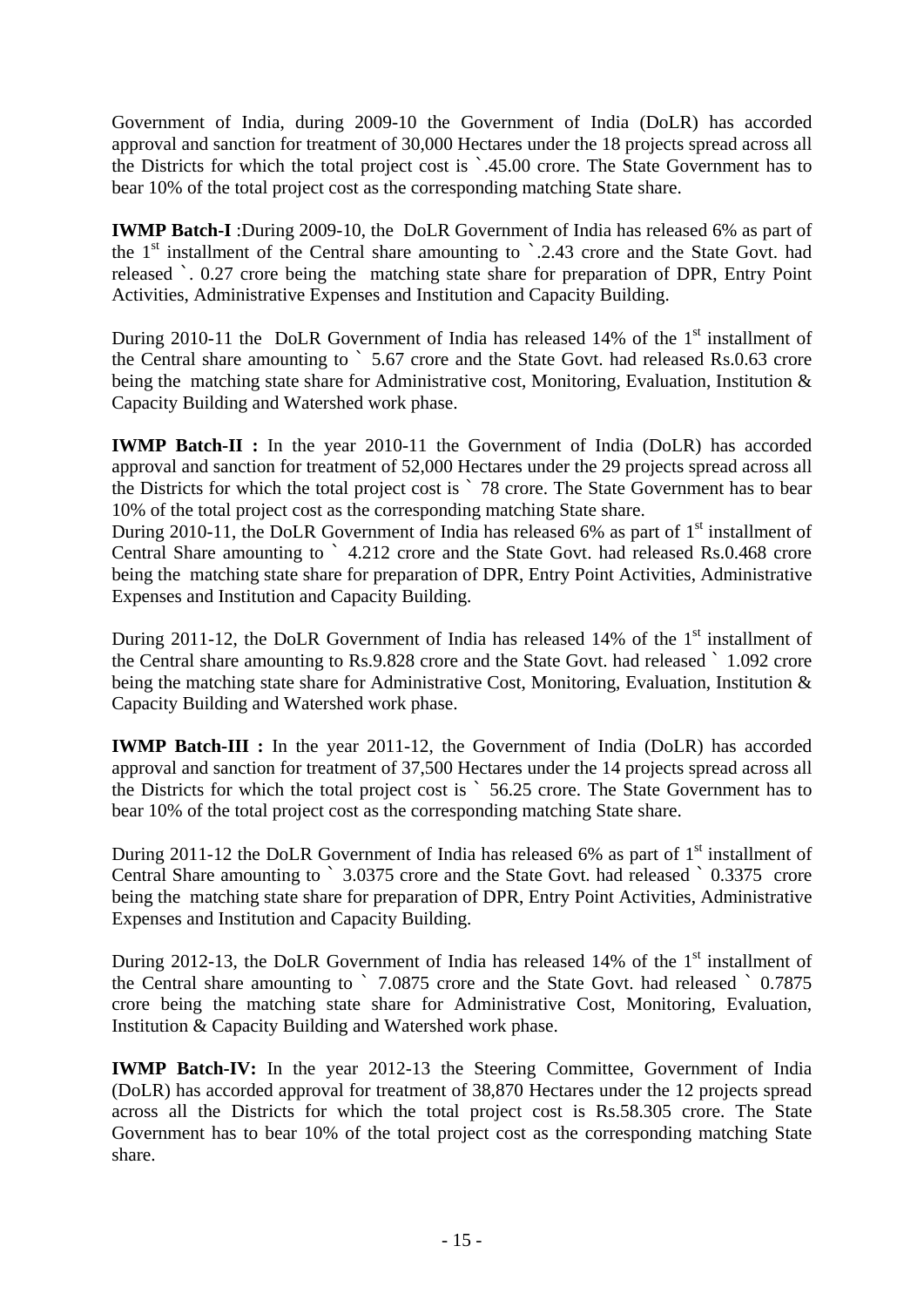Government of India, during 2009-10 the Government of India (DoLR) has accorded approval and sanction for treatment of 30,000 Hectares under the 18 projects spread across all the Districts for which the total project cost is `.45.00 crore. The State Government has to bear 10% of the total project cost as the corresponding matching State share.

**IWMP Batch-I** :During 2009-10, the DoLR Government of India has released 6% as part of the 1st installment of the Central share amounting to `.2.43 crore and the State Govt. had released `. 0.27 crore being the matching state share for preparation of DPR, Entry Point Activities, Administrative Expenses and Institution and Capacity Building.

During 2010-11 the DoLR Government of India has released 14% of the 1st installment of the Central share amounting to ` 5.67 crore and the State Govt. had released Rs.0.63 crore being the matching state share for Administrative cost, Monitoring, Evaluation, Institution & Capacity Building and Watershed work phase.

**IWMP Batch-II :** In the year 2010-11 the Government of India (DoLR) has accorded approval and sanction for treatment of 52,000 Hectares under the 29 projects spread across all the Districts for which the total project cost is ` 78 crore. The State Government has to bear 10% of the total project cost as the corresponding matching State share.
During 2010-11, the DoLR Government of India has released 6% as part of 1st installment of Central Share amounting to ` 4.212 crore and the State Govt. had released Rs.0.468 crore being the matching state share for preparation of DPR, Entry Point Activities, Administrative Expenses and Institution and Capacity Building.

During 2011-12, the DoLR Government of India has released 14% of the 1st installment of the Central share amounting to Rs.9.828 crore and the State Govt. had released ` 1.092 crore being the matching state share for Administrative Cost, Monitoring, Evaluation, Institution & Capacity Building and Watershed work phase.

**IWMP Batch-III :** In the year 2011-12, the Government of India (DoLR) has accorded approval and sanction for treatment of 37,500 Hectares under the 14 projects spread across all the Districts for which the total project cost is ` 56.25 crore. The State Government has to bear 10% of the total project cost as the corresponding matching State share.

During 2011-12 the DoLR Government of India has released 6% as part of 1st installment of Central Share amounting to ` 3.0375 crore and the State Govt. had released ` 0.3375 crore being the matching state share for preparation of DPR, Entry Point Activities, Administrative Expenses and Institution and Capacity Building.

During 2012-13, the DoLR Government of India has released 14% of the 1st installment of the Central share amounting to ` 7.0875 crore and the State Govt. had released ` 0.7875 crore being the matching state share for Administrative Cost, Monitoring, Evaluation, Institution & Capacity Building and Watershed work phase.

**IWMP Batch-IV:** In the year 2012-13 the Steering Committee, Government of India (DoLR) has accorded approval for treatment of 38,870 Hectares under the 12 projects spread across all the Districts for which the total project cost is Rs.58.305 crore. The State Government has to bear 10% of the total project cost as the corresponding matching State share.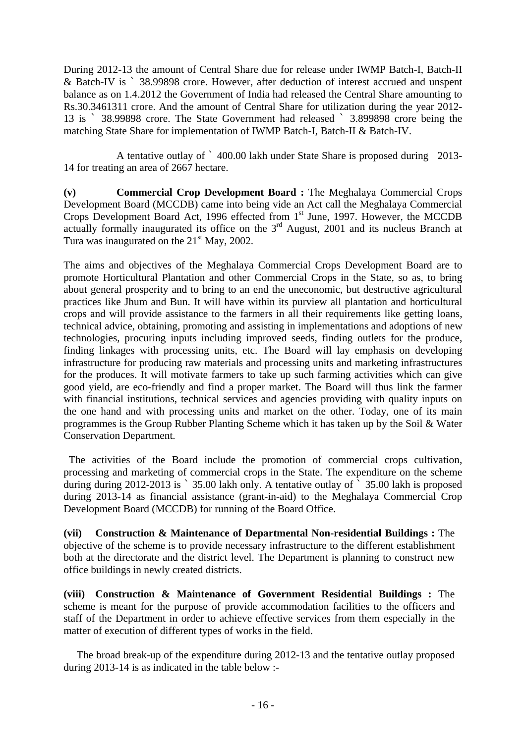During 2012-13 the amount of Central Share due for release under IWMP Batch-I, Batch-II & Batch-IV is ` 38.99898 crore. However, after deduction of interest accrued and unspent balance as on 1.4.2012 the Government of India had released the Central Share amounting to Rs.30.3461311 crore. And the amount of Central Share for utilization during the year 2012-13 is ` 38.99898 crore. The State Government had released ` 3.899898 crore being the matching State Share for implementation of IWMP Batch-I, Batch-II & Batch-IV.

A tentative outlay of ` 400.00 lakh under State Share is proposed during 2013-14 for treating an area of 2667 hectare.

**(v) Commercial Crop Development Board :** The Meghalaya Commercial Crops Development Board (MCCDB) came into being vide an Act call the Meghalaya Commercial Crops Development Board Act, 1996 effected from 1st June, 1997. However, the MCCDB actually formally inaugurated its office on the 3rd August, 2001 and its nucleus Branch at Tura was inaugurated on the 21st May, 2002.

The aims and objectives of the Meghalaya Commercial Crops Development Board are to promote Horticultural Plantation and other Commercial Crops in the State, so as, to bring about general prosperity and to bring to an end the uneconomic, but destructive agricultural practices like Jhum and Bun. It will have within its purview all plantation and horticultural crops and will provide assistance to the farmers in all their requirements like getting loans, technical advice, obtaining, promoting and assisting in implementations and adoptions of new technologies, procuring inputs including improved seeds, finding outlets for the produce, finding linkages with processing units, etc. The Board will lay emphasis on developing infrastructure for producing raw materials and processing units and marketing infrastructures for the produces. It will motivate farmers to take up such farming activities which can give good yield, are eco-friendly and find a proper market. The Board will thus link the farmer with financial institutions, technical services and agencies providing with quality inputs on the one hand and with processing units and market on the other. Today, one of its main programmes is the Group Rubber Planting Scheme which it has taken up by the Soil & Water Conservation Department.

The activities of the Board include the promotion of commercial crops cultivation, processing and marketing of commercial crops in the State. The expenditure on the scheme during during 2012-2013 is ` 35.00 lakh only. A tentative outlay of ` 35.00 lakh is proposed during 2013-14 as financial assistance (grant-in-aid) to the Meghalaya Commercial Crop Development Board (MCCDB) for running of the Board Office.

**(vii) Construction & Maintenance of Departmental Non-residential Buildings :** The objective of the scheme is to provide necessary infrastructure to the different establishment both at the directorate and the district level. The Department is planning to construct new office buildings in newly created districts.

**(viii) Construction & Maintenance of Government Residential Buildings :** The scheme is meant for the purpose of provide accommodation facilities to the officers and staff of the Department in order to achieve effective services from them especially in the matter of execution of different types of works in the field.

The broad break-up of the expenditure during 2012-13 and the tentative outlay proposed during 2013-14 is as indicated in the table below :-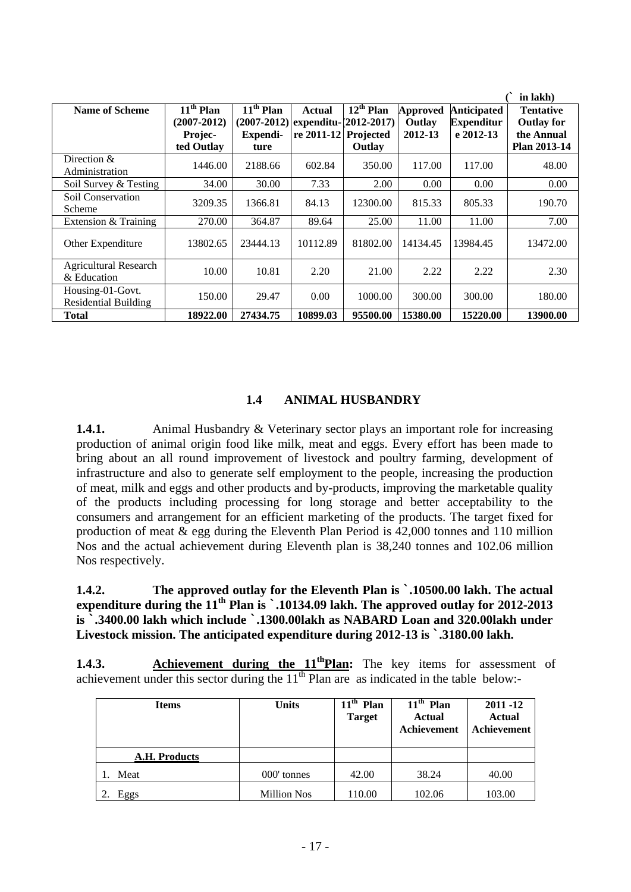(` in lakh)

| Name of Scheme | 11th Plan (2007-2012) Projected Outlay | 11th Plan (2007-2012) Expenditure | Actual expenditure 2011-12 | 12th Plan (2012-2017) Projected Outlay | Approved Outlay 2012-13 | Anticipated Expenditure 2012-13 | Tentative Outlay for the Annual Plan 2013-14 |
|---|---|---|---|---|---|---|---|
| Direction & Administration | 1446.00 | 2188.66 | 602.84 | 350.00 | 117.00 | 117.00 | 48.00 |
| Soil Survey & Testing | 34.00 | 30.00 | 7.33 | 2.00 | 0.00 | 0.00 | 0.00 |
| Soil Conservation Scheme | 3209.35 | 1366.81 | 84.13 | 12300.00 | 815.33 | 805.33 | 190.70 |
| Extension & Training | 270.00 | 364.87 | 89.64 | 25.00 | 11.00 | 11.00 | 7.00 |
| Other Expenditure | 13802.65 | 23444.13 | 10112.89 | 81802.00 | 14134.45 | 13984.45 | 13472.00 |
| Agricultural Research & Education | 10.00 | 10.81 | 2.20 | 21.00 | 2.22 | 2.22 | 2.30 |
| Housing-01-Govt. Residential Building | 150.00 | 29.47 | 0.00 | 1000.00 | 300.00 | 300.00 | 180.00 |
| **Total** | **18922.00** | **27434.75** | **10899.03** | **95500.00** | **15380.00** | **15220.00** | **13900.00** |

## 1.4 ANIMAL HUSBANDRY

**1.4.1.** Animal Husbandry & Veterinary sector plays an important role for increasing production of animal origin food like milk, meat and eggs. Every effort has been made to bring about an all round improvement of livestock and poultry farming, development of infrastructure and also to generate self employment to the people, increasing the production of meat, milk and eggs and other products and by-products, improving the marketable quality of the products including processing for long storage and better acceptability to the consumers and arrangement for an efficient marketing of the products. The target fixed for production of meat & egg during the Eleventh Plan Period is 42,000 tonnes and 110 million Nos and the actual achievement during Eleventh plan is 38,240 tonnes and 102.06 million Nos respectively.

**1.4.2. The approved outlay for the Eleventh Plan is `.10500.00 lakh. The actual expenditure during the 11th Plan is `.10134.09 lakh. The approved outlay for 2012-2013 is `.3400.00 lakh which include `.1300.00lakh as NABARD Loan and 320.00lakh under Livestock mission. The anticipated expenditure during 2012-13 is `.3180.00 lakh.**

**1.4.3. Achievement during the 11th Plan:** The key items for assessment of achievement under this sector during the 11th Plan are as indicated in the table below:-

| Items | Units | 11th Plan Target | 11th Plan Actual Achievement | 2011 -12 Actual Achievement |
|---|---|---|---|---|
| **A.H. Products** | | | | |
| 1. Meat | 000' tonnes | 42.00 | 38.24 | 40.00 |
| 2. Eggs | Million Nos | 110.00 | 102.06 | 103.00 |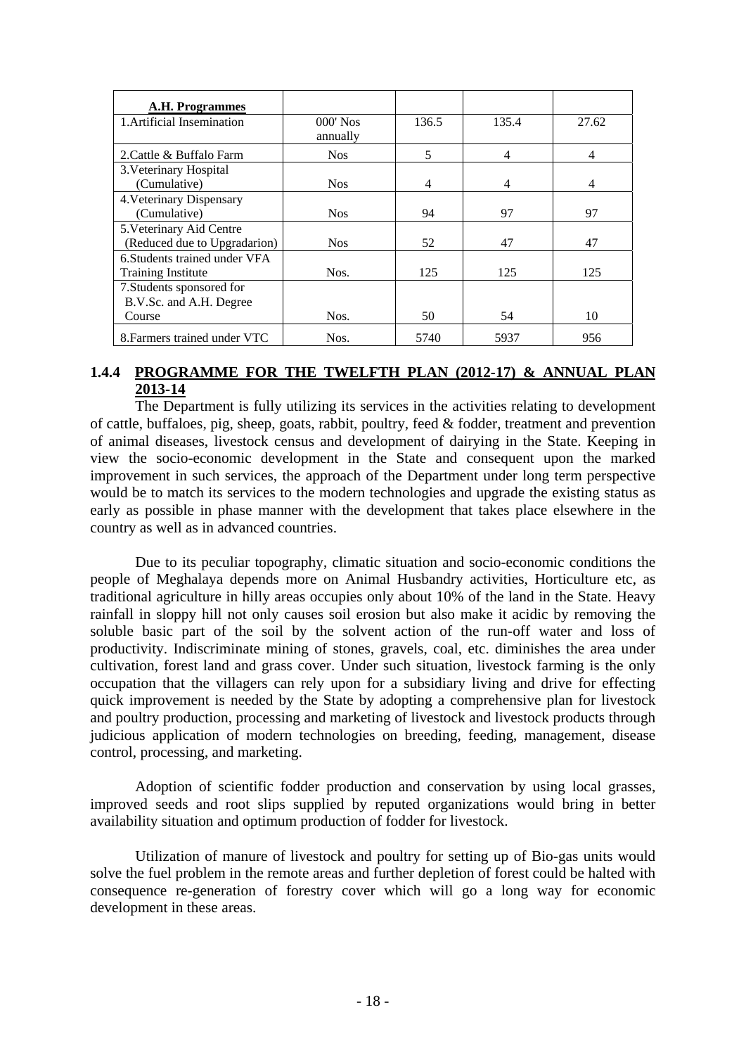| A.H. Programmes | | | | |
|---|---|---|---|---|
| 1.Artificial Insemination | 000' Nos annually | 136.5 | 135.4 | 27.62 |
| 2.Cattle & Buffalo Farm | Nos | 5 | 4 | 4 |
| 3.Veterinary Hospital (Cumulative) | Nos | 4 | 4 | 4 |
| 4.Veterinary Dispensary (Cumulative) | Nos | 94 | 97 | 97 |
| 5.Veterinary Aid Centre (Reduced due to Upgradarion) | Nos | 52 | 47 | 47 |
| 6.Students trained under VFA Training Institute | Nos. | 125 | 125 | 125 |
| 7.Students sponsored for B.V.Sc. and A.H. Degree Course | Nos. | 50 | 54 | 10 |
| 8.Farmers trained under VTC | Nos. | 5740 | 5937 | 956 |

### 1.4.4 PROGRAMME FOR THE TWELFTH PLAN (2012-17) & ANNUAL PLAN 2013-14

The Department is fully utilizing its services in the activities relating to development of cattle, buffaloes, pig, sheep, goats, rabbit, poultry, feed & fodder, treatment and prevention of animal diseases, livestock census and development of dairying in the State. Keeping in view the socio-economic development in the State and consequent upon the marked improvement in such services, the approach of the Department under long term perspective would be to match its services to the modern technologies and upgrade the existing status as early as possible in phase manner with the development that takes place elsewhere in the country as well as in advanced countries.

Due to its peculiar topography, climatic situation and socio-economic conditions the people of Meghalaya depends more on Animal Husbandry activities, Horticulture etc, as traditional agriculture in hilly areas occupies only about 10% of the land in the State. Heavy rainfall in sloppy hill not only causes soil erosion but also make it acidic by removing the soluble basic part of the soil by the solvent action of the run-off water and loss of productivity. Indiscriminate mining of stones, gravels, coal, etc. diminishes the area under cultivation, forest land and grass cover. Under such situation, livestock farming is the only occupation that the villagers can rely upon for a subsidiary living and drive for effecting quick improvement is needed by the State by adopting a comprehensive plan for livestock and poultry production, processing and marketing of livestock and livestock products through judicious application of modern technologies on breeding, feeding, management, disease control, processing, and marketing.

Adoption of scientific fodder production and conservation by using local grasses, improved seeds and root slips supplied by reputed organizations would bring in better availability situation and optimum production of fodder for livestock.

Utilization of manure of livestock and poultry for setting up of Bio-gas units would solve the fuel problem in the remote areas and further depletion of forest could be halted with consequence re-generation of forestry cover which will go a long way for economic development in these areas.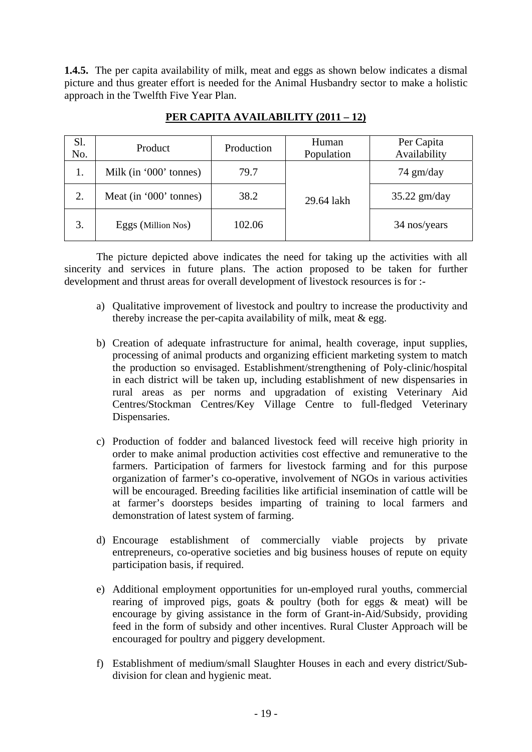**1.4.5.** The per capita availability of milk, meat and eggs as shown below indicates a dismal picture and thus greater effort is needed for the Animal Husbandry sector to make a holistic approach in the Twelfth Five Year Plan.

**<u>PER CAPITA AVAILABILITY (2011 – 12)</u>**

| Sl. No. | Product | Production | Human Population | Per Capita Availability |
|---|---|---|---|---|
| 1. | Milk (in '000' tonnes) | 79.7 | 29.64 lakh | 74 gm/day |
| 2. | Meat (in '000' tonnes) | 38.2 | | 35.22 gm/day |
| 3. | Eggs (Million Nos) | 102.06 | | 34 nos/years |

The picture depicted above indicates the need for taking up the activities with all sincerity and services in future plans. The action proposed to be taken for further development and thrust areas for overall development of livestock resources is for :-

a) Qualitative improvement of livestock and poultry to increase the productivity and thereby increase the per-capita availability of milk, meat & egg.

b) Creation of adequate infrastructure for animal, health coverage, input supplies, processing of animal products and organizing efficient marketing system to match the production so envisaged. Establishment/strengthening of Poly-clinic/hospital in each district will be taken up, including establishment of new dispensaries in rural areas as per norms and upgradation of existing Veterinary Aid Centres/Stockman Centres/Key Village Centre to full-fledged Veterinary Dispensaries.

c) Production of fodder and balanced livestock feed will receive high priority in order to make animal production activities cost effective and remunerative to the farmers. Participation of farmers for livestock farming and for this purpose organization of farmer's co-operative, involvement of NGOs in various activities will be encouraged. Breeding facilities like artificial insemination of cattle will be at farmer's doorsteps besides imparting of training to local farmers and demonstration of latest system of farming.

d) Encourage establishment of commercially viable projects by private entrepreneurs, co-operative societies and big business houses of repute on equity participation basis, if required.

e) Additional employment opportunities for un-employed rural youths, commercial rearing of improved pigs, goats & poultry (both for eggs & meat) will be encourage by giving assistance in the form of Grant-in-Aid/Subsidy, providing feed in the form of subsidy and other incentives. Rural Cluster Approach will be encouraged for poultry and piggery development.

f) Establishment of medium/small Slaughter Houses in each and every district/Sub-division for clean and hygienic meat.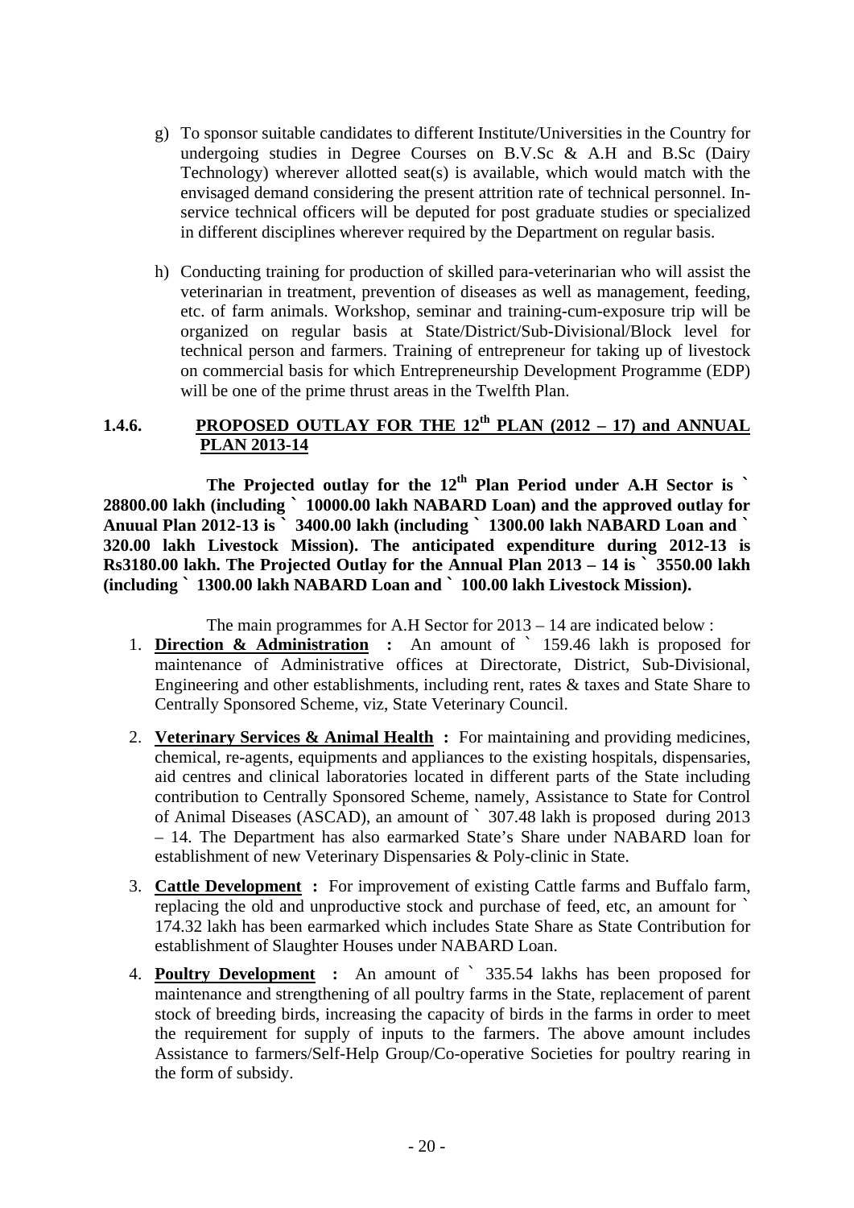g) To sponsor suitable candidates to different Institute/Universities in the Country for undergoing studies in Degree Courses on B.V.Sc & A.H and B.Sc (Dairy Technology) wherever allotted seat(s) is available, which would match with the envisaged demand considering the present attrition rate of technical personnel. In-service technical officers will be deputed for post graduate studies or specialized in different disciplines wherever required by the Department on regular basis.

h) Conducting training for production of skilled para-veterinarian who will assist the veterinarian in treatment, prevention of diseases as well as management, feeding, etc. of farm animals. Workshop, seminar and training-cum-exposure trip will be organized on regular basis at State/District/Sub-Divisional/Block level for technical person and farmers. Training of entrepreneur for taking up of livestock on commercial basis for which Entrepreneurship Development Programme (EDP) will be one of the prime thrust areas in the Twelfth Plan.

### 1.4.6. PROPOSED OUTLAY FOR THE 12th PLAN (2012 – 17) and ANNUAL PLAN 2013-14

**The Projected outlay for the 12th Plan Period under A.H Sector is ` 28800.00 lakh (including ` 10000.00 lakh NABARD Loan) and the approved outlay for Anuual Plan 2012-13 is ` 3400.00 lakh (including ` 1300.00 lakh NABARD Loan and ` 320.00 lakh Livestock Mission). The anticipated expenditure during 2012-13 is Rs3180.00 lakh. The Projected Outlay for the Annual Plan 2013 – 14 is ` 3550.00 lakh (including ` 1300.00 lakh NABARD Loan and ` 100.00 lakh Livestock Mission).**

The main programmes for A.H Sector for 2013 – 14 are indicated below :

1. **Direction & Administration :** An amount of ` 159.46 lakh is proposed for maintenance of Administrative offices at Directorate, District, Sub-Divisional, Engineering and other establishments, including rent, rates & taxes and State Share to Centrally Sponsored Scheme, viz, State Veterinary Council.

2. **Veterinary Services & Animal Health :** For maintaining and providing medicines, chemical, re-agents, equipments and appliances to the existing hospitals, dispensaries, aid centres and clinical laboratories located in different parts of the State including contribution to Centrally Sponsored Scheme, namely, Assistance to State for Control of Animal Diseases (ASCAD), an amount of ` 307.48 lakh is proposed during 2013 – 14. The Department has also earmarked State's Share under NABARD loan for establishment of new Veterinary Dispensaries & Poly-clinic in State.

3. **Cattle Development :** For improvement of existing Cattle farms and Buffalo farm, replacing the old and unproductive stock and purchase of feed, etc, an amount for ` 174.32 lakh has been earmarked which includes State Share as State Contribution for establishment of Slaughter Houses under NABARD Loan.

4. **Poultry Development :** An amount of ` 335.54 lakhs has been proposed for maintenance and strengthening of all poultry farms in the State, replacement of parent stock of breeding birds, increasing the capacity of birds in the farms in order to meet the requirement for supply of inputs to the farmers. The above amount includes Assistance to farmers/Self-Help Group/Co-operative Societies for poultry rearing in the form of subsidy.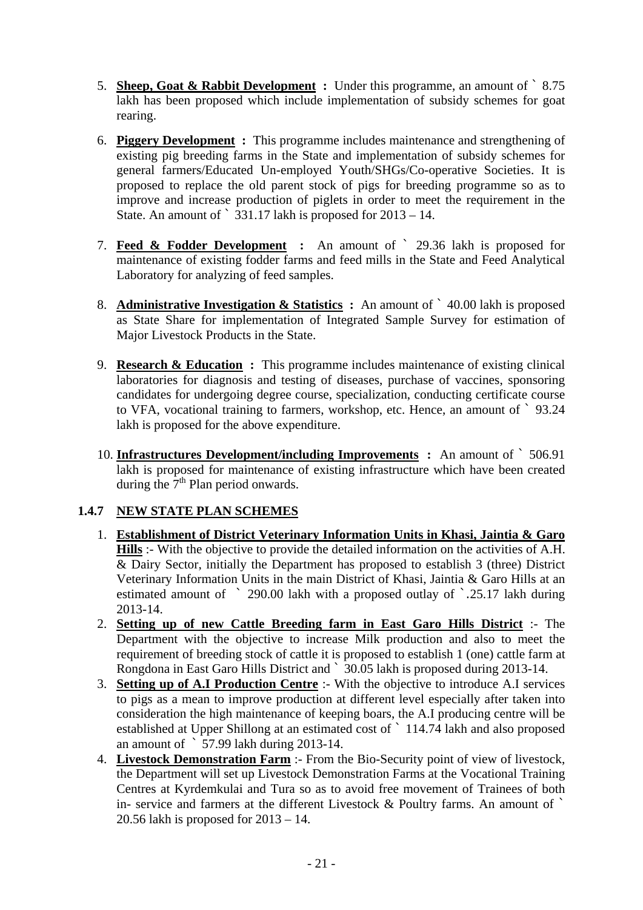5. **Sheep, Goat & Rabbit Development :** Under this programme, an amount of ` 8.75 lakh has been proposed which include implementation of subsidy schemes for goat rearing.

6. **Piggery Development :** This programme includes maintenance and strengthening of existing pig breeding farms in the State and implementation of subsidy schemes for general farmers/Educated Un-employed Youth/SHGs/Co-operative Societies. It is proposed to replace the old parent stock of pigs for breeding programme so as to improve and increase production of piglets in order to meet the requirement in the State. An amount of ` 331.17 lakh is proposed for 2013 – 14.

7. **Feed & Fodder Development :** An amount of ` 29.36 lakh is proposed for maintenance of existing fodder farms and feed mills in the State and Feed Analytical Laboratory for analyzing of feed samples.

8. **Administrative Investigation & Statistics :** An amount of ` 40.00 lakh is proposed as State Share for implementation of Integrated Sample Survey for estimation of Major Livestock Products in the State.

9. **Research & Education :** This programme includes maintenance of existing clinical laboratories for diagnosis and testing of diseases, purchase of vaccines, sponsoring candidates for undergoing degree course, specialization, conducting certificate course to VFA, vocational training to farmers, workshop, etc. Hence, an amount of ` 93.24 lakh is proposed for the above expenditure.

10. **Infrastructures Development/including Improvements :** An amount of ` 506.91 lakh is proposed for maintenance of existing infrastructure which have been created during the 7th Plan period onwards.

### 1.4.7 NEW STATE PLAN SCHEMES

1. **Establishment of District Veterinary Information Units in Khasi, Jaintia & Garo Hills** :- With the objective to provide the detailed information on the activities of A.H. & Dairy Sector, initially the Department has proposed to establish 3 (three) District Veterinary Information Units in the main District of Khasi, Jaintia & Garo Hills at an estimated amount of ` 290.00 lakh with a proposed outlay of `.25.17 lakh during 2013-14.
2. **Setting up of new Cattle Breeding farm in East Garo Hills District** :- The Department with the objective to increase Milk production and also to meet the requirement of breeding stock of cattle it is proposed to establish 1 (one) cattle farm at Rongdona in East Garo Hills District and ` 30.05 lakh is proposed during 2013-14.
3. **Setting up of A.I Production Centre** :- With the objective to introduce A.I services to pigs as a mean to improve production at different level especially after taken into consideration the high maintenance of keeping boars, the A.I producing centre will be established at Upper Shillong at an estimated cost of ` 114.74 lakh and also proposed an amount of ` 57.99 lakh during 2013-14.
4. **Livestock Demonstration Farm** :- From the Bio-Security point of view of livestock, the Department will set up Livestock Demonstration Farms at the Vocational Training Centres at Kyrdemkulai and Tura so as to avoid free movement of Trainees of both in- service and farmers at the different Livestock & Poultry farms. An amount of ` 20.56 lakh is proposed for 2013 – 14.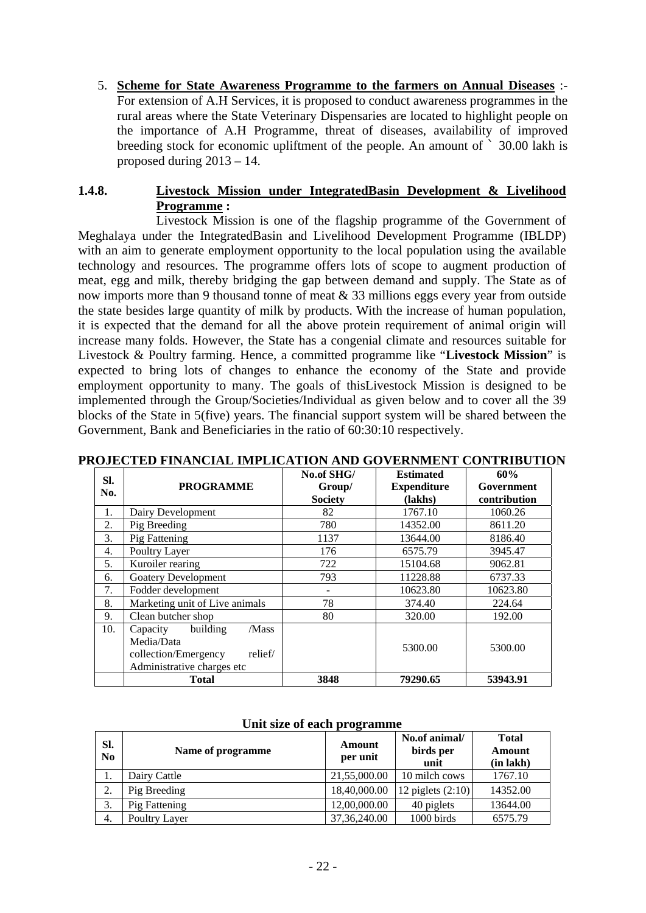5. **Scheme for State Awareness Programme to the farmers on Annual Diseases** :- For extension of A.H Services, it is proposed to conduct awareness programmes in the rural areas where the State Veterinary Dispensaries are located to highlight people on the importance of A.H Programme, threat of diseases, availability of improved breeding stock for economic upliftment of the people. An amount of ` 30.00 lakh is proposed during 2013 – 14.

### 1.4.8. Livestock Mission under IntegratedBasin Development & Livelihood Programme :

Livestock Mission is one of the flagship programme of the Government of Meghalaya under the IntegratedBasin and Livelihood Development Programme (IBLDP) with an aim to generate employment opportunity to the local population using the available technology and resources. The programme offers lots of scope to augment production of meat, egg and milk, thereby bridging the gap between demand and supply. The State as of now imports more than 9 thousand tonne of meat & 33 millions eggs every year from outside the state besides large quantity of milk by products. With the increase of human population, it is expected that the demand for all the above protein requirement of animal origin will increase many folds. However, the State has a congenial climate and resources suitable for Livestock & Poultry farming. Hence, a committed programme like "**Livestock Mission**" is expected to bring lots of changes to enhance the economy of the State and provide employment opportunity to many. The goals of thisLivestock Mission is designed to be implemented through the Group/Societies/Individual as given below and to cover all the 39 blocks of the State in 5(five) years. The financial support system will be shared between the Government, Bank and Beneficiaries in the ratio of 60:30:10 respectively.

**PROJECTED FINANCIAL IMPLICATION AND GOVERNMENT CONTRIBUTION**

| Sl. No. | PROGRAMME | No.of SHG/ Group/ Society | Estimated Expenditure (lakhs) | 60% Government contribution |
|---|---|---|---|---|
| 1. | Dairy Development | 82 | 1767.10 | 1060.26 |
| 2. | Pig Breeding | 780 | 14352.00 | 8611.20 |
| 3. | Pig Fattening | 1137 | 13644.00 | 8186.40 |
| 4. | Poultry Layer | 176 | 6575.79 | 3945.47 |
| 5. | Kuroiler rearing | 722 | 15104.68 | 9062.81 |
| 6. | Goatery Development | 793 | 11228.88 | 6737.33 |
| 7. | Fodder development | - | 10623.80 | 10623.80 |
| 8. | Marketing unit of Live animals | 78 | 374.40 | 224.64 |
| 9. | Clean butcher shop | 80 | 320.00 | 192.00 |
| 10. | Capacity building /Mass Media/Data collection/Emergency relief/ Administrative charges etc | | 5300.00 | 5300.00 |
| | **Total** | **3848** | **79290.65** | **53943.91** |

**Unit size of each programme**

| Sl. No | Name of programme | Amount per unit | No.of animal/ birds per unit | Total Amount (in lakh) |
|---|---|---|---|---|
| 1. | Dairy Cattle | 21,55,000.00 | 10 milch cows | 1767.10 |
| 2. | Pig Breeding | 18,40,000.00 | 12 piglets (2:10) | 14352.00 |
| 3. | Pig Fattening | 12,00,000.00 | 40 piglets | 13644.00 |
| 4. | Poultry Layer | 37,36,240.00 | 1000 birds | 6575.79 |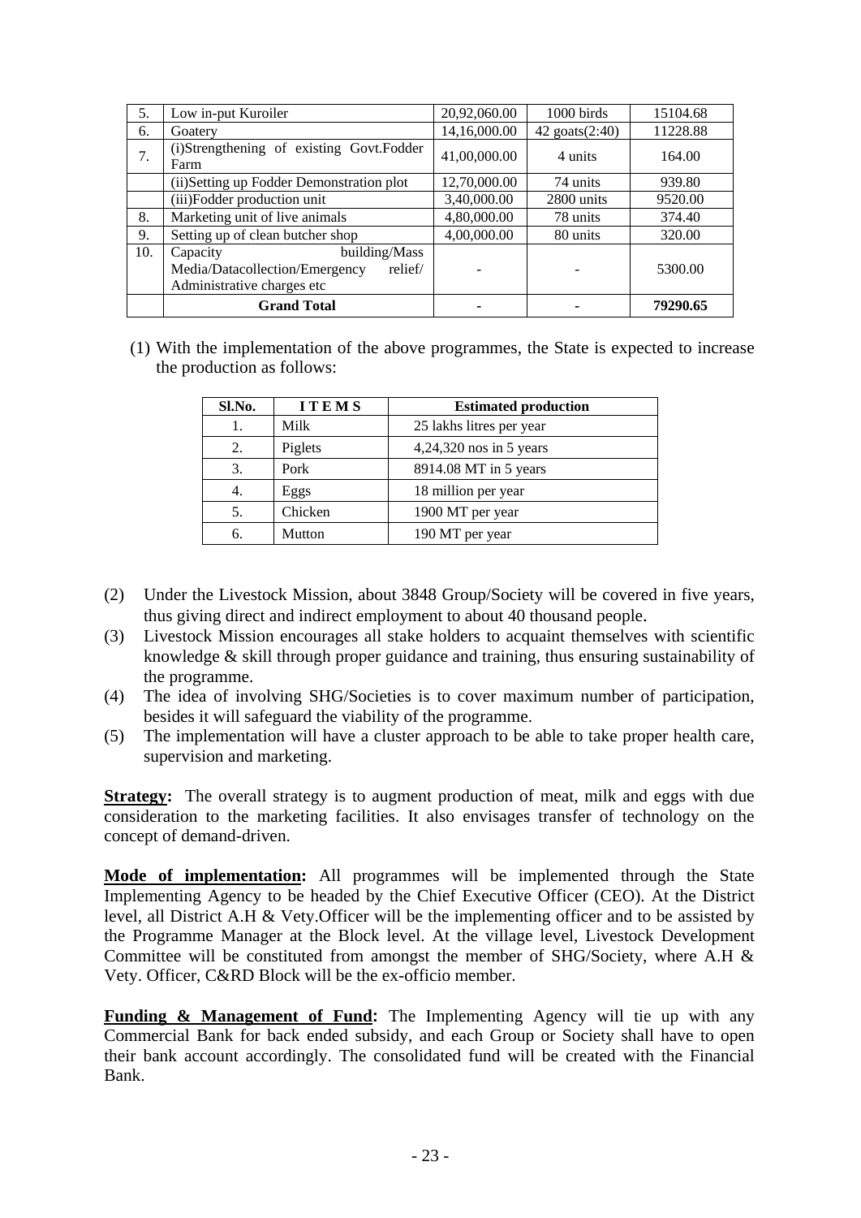| | | | | |
|---|---|---|---|---|
| 5. | Low in-put Kuroiler | 20,92,060.00 | 1000 birds | 15104.68 |
| 6. | Goatery | 14,16,000.00 | 42 goats(2:40) | 11228.88 |
| 7. | (i)Strengthening of existing Govt.Fodder Farm | 41,00,000.00 | 4 units | 164.00 |
| | (ii)Setting up Fodder Demonstration plot | 12,70,000.00 | 74 units | 939.80 |
| | (iii)Fodder production unit | 3,40,000.00 | 2800 units | 9520.00 |
| 8. | Marketing unit of live animals | 4,80,000.00 | 78 units | 374.40 |
| 9. | Setting up of clean butcher shop | 4,00,000.00 | 80 units | 320.00 |
| 10. | Capacity building/Mass Media/Datacollection/Emergency relief/ Administrative charges etc | - | - | 5300.00 |
| | **Grand Total** | - | - | **79290.65** |

(1) With the implementation of the above programmes, the State is expected to increase the production as follows:

| Sl.No. | ITEMS | Estimated production |
|---|---|---|
| 1. | Milk | 25 lakhs litres per year |
| 2. | Piglets | 4,24,320 nos in 5 years |
| 3. | Pork | 8914.08 MT in 5 years |
| 4. | Eggs | 18 million per year |
| 5. | Chicken | 1900 MT per year |
| 6. | Mutton | 190 MT per year |

(2) Under the Livestock Mission, about 3848 Group/Society will be covered in five years, thus giving direct and indirect employment to about 40 thousand people.

(3) Livestock Mission encourages all stake holders to acquaint themselves with scientific knowledge & skill through proper guidance and training, thus ensuring sustainability of the programme.

(4) The idea of involving SHG/Societies is to cover maximum number of participation, besides it will safeguard the viability of the programme.

(5) The implementation will have a cluster approach to be able to take proper health care, supervision and marketing.

**Strategy:** The overall strategy is to augment production of meat, milk and eggs with due consideration to the marketing facilities. It also envisages transfer of technology on the concept of demand-driven.

**Mode of implementation:** All programmes will be implemented through the State Implementing Agency to be headed by the Chief Executive Officer (CEO). At the District level, all District A.H & Vety.Officer will be the implementing officer and to be assisted by the Programme Manager at the Block level. At the village level, Livestock Development Committee will be constituted from amongst the member of SHG/Society, where A.H & Vety. Officer, C&RD Block will be the ex-officio member.

**Funding & Management of Fund:** The Implementing Agency will tie up with any Commercial Bank for back ended subsidy, and each Group or Society shall have to open their bank account accordingly. The consolidated fund will be created with the Financial Bank.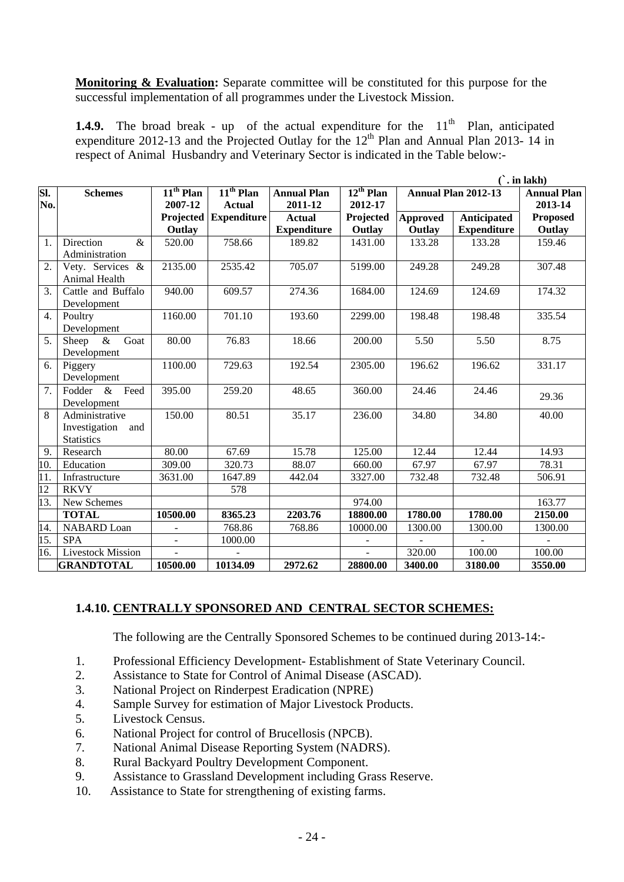**Monitoring & Evaluation:** Separate committee will be constituted for this purpose for the successful implementation of all programmes under the Livestock Mission.

**1.4.9.** The broad break - up of the actual expenditure for the $11^{th}$ Plan, anticipated expenditure 2012-13 and the Projected Outlay for the $12^{th}$ Plan and Annual Plan 2013- 14 in respect of Animal Husbandry and Veterinary Sector is indicated in the Table below:-

(`. in lakh)

| Sl. No. | Schemes | $11^{th}$ Plan 2007-12 Projected Outlay | $11^{th}$ Plan Actual Expenditure | Annual Plan 2011-12 Actual Expenditure | $12^{th}$ Plan 2012-17 Projected Outlay | Annual Plan 2012-13 Approved Outlay | Annual Plan 2012-13 Anticipated Expenditure | Annual Plan 2013-14 Proposed Outlay |
|---|---|---|---|---|---|---|---|---|
| 1. | Direction & Administration | 520.00 | 758.66 | 189.82 | 1431.00 | 133.28 | 133.28 | 159.46 |
| 2. | Vety. Services & Animal Health | 2135.00 | 2535.42 | 705.07 | 5199.00 | 249.28 | 249.28 | 307.48 |
| 3. | Cattle and Buffalo Development | 940.00 | 609.57 | 274.36 | 1684.00 | 124.69 | 124.69 | 174.32 |
| 4. | Poultry Development | 1160.00 | 701.10 | 193.60 | 2299.00 | 198.48 | 198.48 | 335.54 |
| 5. | Sheep & Goat Development | 80.00 | 76.83 | 18.66 | 200.00 | 5.50 | 5.50 | 8.75 |
| 6. | Piggery Development | 1100.00 | 729.63 | 192.54 | 2305.00 | 196.62 | 196.62 | 331.17 |
| 7. | Fodder & Feed Development | 395.00 | 259.20 | 48.65 | 360.00 | 24.46 | 24.46 | 29.36 |
| 8 | Administrative Investigation and Statistics | 150.00 | 80.51 | 35.17 | 236.00 | 34.80 | 34.80 | 40.00 |
| 9. | Research | 80.00 | 67.69 | 15.78 | 125.00 | 12.44 | 12.44 | 14.93 |
| 10. | Education | 309.00 | 320.73 | 88.07 | 660.00 | 67.97 | 67.97 | 78.31 |
| 11. | Infrastructure | 3631.00 | 1647.89 | 442.04 | 3327.00 | 732.48 | 732.48 | 506.91 |
| 12 | RKVY | | 578 | | | | | |
| 13. | New Schemes | | | | 974.00 | | | 163.77 |
| | **TOTAL** | **10500.00** | **8365.23** | **2203.76** | **18800.00** | **1780.00** | **1780.00** | **2150.00** |
| 14. | NABARD Loan | - | 768.86 | 768.86 | 10000.00 | 1300.00 | 1300.00 | 1300.00 |
| 15. | SPA | - | 1000.00 | | - | - | - | - |
| 16. | Livestock Mission | - | - | | - | 320.00 | 100.00 | 100.00 |
| | **GRANDTOTAL** | **10500.00** | **10134.09** | **2972.62** | **28800.00** | **3400.00** | **3180.00** | **3550.00** |

### 1.4.10. CENTRALLY SPONSORED AND CENTRAL SECTOR SCHEMES:

The following are the Centrally Sponsored Schemes to be continued during 2013-14:-

1. Professional Efficiency Development- Establishment of State Veterinary Council.
2. Assistance to State for Control of Animal Disease (ASCAD).
3. National Project on Rinderpest Eradication (NPRE)
4. Sample Survey for estimation of Major Livestock Products.
5. Livestock Census.
6. National Project for control of Brucellosis (NPCB).
7. National Animal Disease Reporting System (NADRS).
8. Rural Backyard Poultry Development Component.
9. Assistance to Grassland Development including Grass Reserve.
10. Assistance to State for strengthening of existing farms.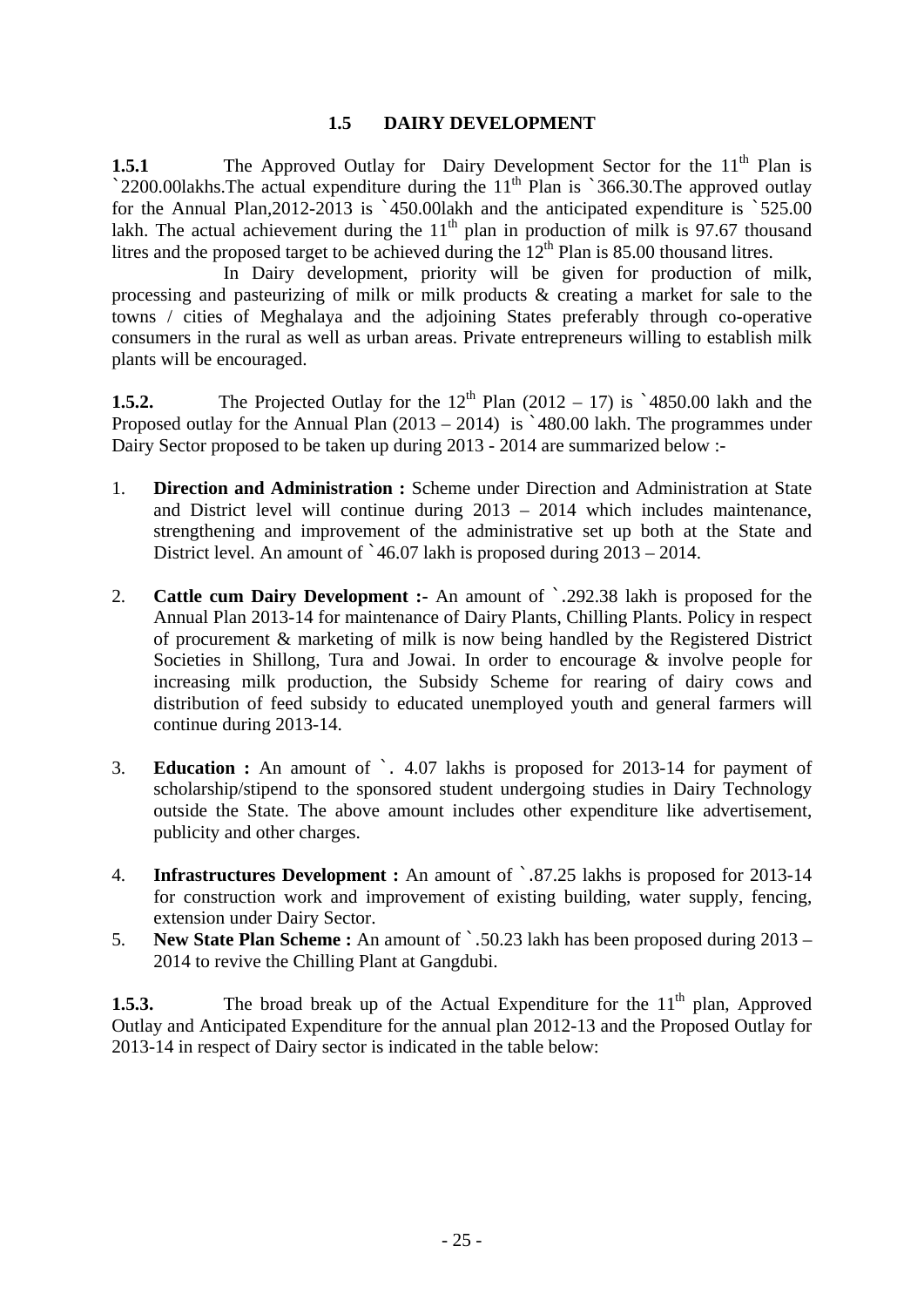## 1.5 DAIRY DEVELOPMENT

**1.5.1** The Approved Outlay for Dairy Development Sector for the 11th Plan is `2200.00lakhs.The actual expenditure during the 11th Plan is `366.30.The approved outlay for the Annual Plan,2012-2013 is `450.00lakh and the anticipated expenditure is `525.00 lakh. The actual achievement during the 11th plan in production of milk is 97.67 thousand litres and the proposed target to be achieved during the 12th Plan is 85.00 thousand litres.

In Dairy development, priority will be given for production of milk, processing and pasteurizing of milk or milk products & creating a market for sale to the towns / cities of Meghalaya and the adjoining States preferably through co-operative consumers in the rural as well as urban areas. Private entrepreneurs willing to establish milk plants will be encouraged.

**1.5.2.** The Projected Outlay for the 12th Plan (2012 – 17) is `4850.00 lakh and the Proposed outlay for the Annual Plan (2013 – 2014) is `480.00 lakh. The programmes under Dairy Sector proposed to be taken up during 2013 - 2014 are summarized below :-

1. **Direction and Administration :** Scheme under Direction and Administration at State and District level will continue during 2013 – 2014 which includes maintenance, strengthening and improvement of the administrative set up both at the State and District level. An amount of `46.07 lakh is proposed during 2013 – 2014.

2. **Cattle cum Dairy Development :-** An amount of `.292.38 lakh is proposed for the Annual Plan 2013-14 for maintenance of Dairy Plants, Chilling Plants. Policy in respect of procurement & marketing of milk is now being handled by the Registered District Societies in Shillong, Tura and Jowai. In order to encourage & involve people for increasing milk production, the Subsidy Scheme for rearing of dairy cows and distribution of feed subsidy to educated unemployed youth and general farmers will continue during 2013-14.

3. **Education :** An amount of `. 4.07 lakhs is proposed for 2013-14 for payment of scholarship/stipend to the sponsored student undergoing studies in Dairy Technology outside the State. The above amount includes other expenditure like advertisement, publicity and other charges.

4. **Infrastructures Development :** An amount of `.87.25 lakhs is proposed for 2013-14 for construction work and improvement of existing building, water supply, fencing, extension under Dairy Sector.

5. **New State Plan Scheme :** An amount of `.50.23 lakh has been proposed during 2013 – 2014 to revive the Chilling Plant at Gangdubi.

**1.5.3.** The broad break up of the Actual Expenditure for the 11th plan, Approved Outlay and Anticipated Expenditure for the annual plan 2012-13 and the Proposed Outlay for 2013-14 in respect of Dairy sector is indicated in the table below: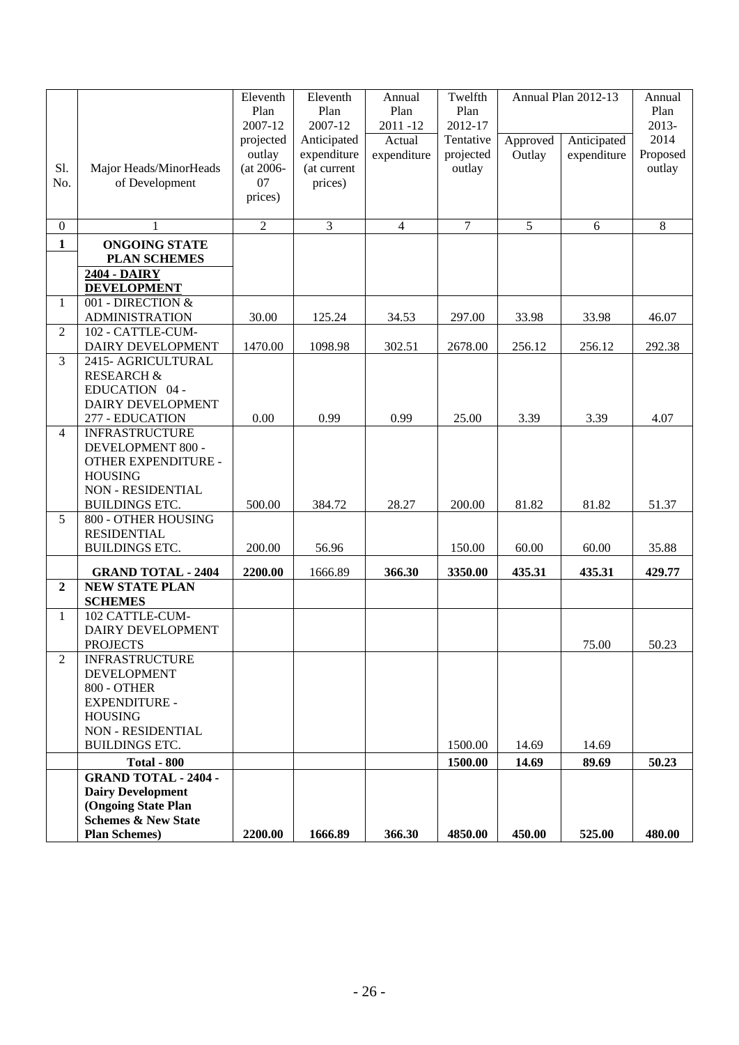| Sl. No. | Major Heads/MinorHeads of Development | Eleventh Plan 2007-12 projected outlay (at 2006-07 prices) | Eleventh Plan 2007-12 Anticipated expenditure (at current prices) | Annual Plan 2011 -12 Actual expenditure | Twelfth Plan 2012-17 Tentative projected outlay | Annual Plan 2012-13 | | Annual Plan 2013-2014 Proposed outlay |
|---|---|---|---|---|---|---|---|---|
| | | | | | | Approved Outlay | Anticipated expenditure | |
| 0 | 1 | 2 | 3 | 4 | 7 | 5 | 6 | 8 |
| **1** | **ONGOING STATE PLAN SCHEMES** **2404 - DAIRY DEVELOPMENT** | | | | | | | |
| 1 | 001 - DIRECTION & ADMINISTRATION | 30.00 | 125.24 | 34.53 | 297.00 | 33.98 | 33.98 | 46.07 |
| 2 | 102 - CATTLE-CUM-DAIRY DEVELOPMENT | 1470.00 | 1098.98 | 302.51 | 2678.00 | 256.12 | 256.12 | 292.38 |
| 3 | 2415- AGRICULTURAL RESEARCH & EDUCATION 04 - DAIRY DEVELOPMENT 277 - EDUCATION | 0.00 | 0.99 | 0.99 | 25.00 | 3.39 | 3.39 | 4.07 |
| 4 | INFRASTRUCTURE DEVELOPMENT 800 - OTHER EXPENDITURE - HOUSING NON - RESIDENTIAL BUILDINGS ETC. | 500.00 | 384.72 | 28.27 | 200.00 | 81.82 | 81.82 | 51.37 |
| 5 | 800 - OTHER HOUSING RESIDENTIAL BUILDINGS ETC. | 200.00 | 56.96 | | 150.00 | 60.00 | 60.00 | 35.88 |
| | **GRAND TOTAL - 2404** | **2200.00** | 1666.89 | **366.30** | **3350.00** | **435.31** | **435.31** | **429.77** |
| **2** | **NEW STATE PLAN SCHEMES** | | | | | | | |
| 1 | 102 CATTLE-CUM-DAIRY DEVELOPMENT PROJECTS | | | | | | 75.00 | 50.23 |
| 2 | INFRASTRUCTURE DEVELOPMENT 800 - OTHER EXPENDITURE - HOUSING NON - RESIDENTIAL BUILDINGS ETC. | | | | 1500.00 | 14.69 | 14.69 | |
| | **Total - 800** | | | | **1500.00** | **14.69** | **89.69** | **50.23** |
| | **GRAND TOTAL - 2404 - Dairy Development (Ongoing State Plan Schemes & New State Plan Schemes)** | **2200.00** | **1666.89** | **366.30** | **4850.00** | **450.00** | **525.00** | **480.00** |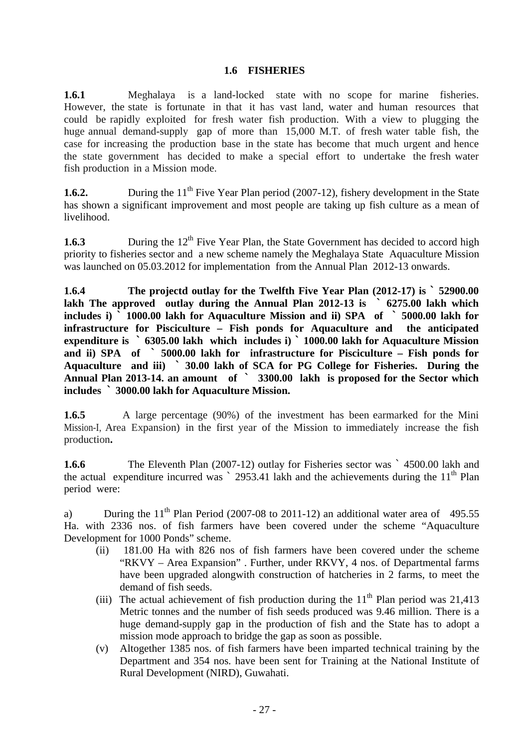### 1.6 FISHERIES

**1.6.1** Meghalaya is a land-locked state with no scope for marine fisheries. However, the state is fortunate in that it has vast land, water and human resources that could be rapidly exploited for fresh water fish production. With a view to plugging the huge annual demand-supply gap of more than 15,000 M.T. of fresh water table fish, the case for increasing the production base in the state has become that much urgent and hence the state government has decided to make a special effort to undertake the fresh water fish production in a Mission mode.

**1.6.2.** During the 11th Five Year Plan period (2007-12), fishery development in the State has shown a significant improvement and most people are taking up fish culture as a mean of livelihood.

**1.6.3** During the 12th Five Year Plan, the State Government has decided to accord high priority to fisheries sector and a new scheme namely the Meghalaya State Aquaculture Mission was launched on 05.03.2012 for implementation from the Annual Plan 2012-13 onwards.

**1.6.4 The projectd outlay for the Twelfth Five Year Plan (2012-17) is ` 52900.00 lakh The approved outlay during the Annual Plan 2012-13 is ` 6275.00 lakh which includes i) ` 1000.00 lakh for Aquaculture Mission and ii) SPA of ` 5000.00 lakh for infrastructure for Pisciculture – Fish ponds for Aquaculture and the anticipated expenditure is ` 6305.00 lakh which includes i) ` 1000.00 lakh for Aquaculture Mission and ii) SPA of ` 5000.00 lakh for infrastructure for Pisciculture – Fish ponds for Aquaculture and iii) ` 30.00 lakh of SCA for PG College for Fisheries. During the Annual Plan 2013-14. an amount of ` 3300.00 lakh is proposed for the Sector which includes ` 3000.00 lakh for Aquaculture Mission.**

**1.6.5** A large percentage (90%) of the investment has been earmarked for the Mini Mission-I, Area Expansion) in the first year of the Mission to immediately increase the fish production**.**

**1.6.6** The Eleventh Plan (2007-12) outlay for Fisheries sector was ` 4500.00 lakh and the actual expenditure incurred was ` 2953.41 lakh and the achievements during the 11th Plan period were:

a) During the 11th Plan Period (2007-08 to 2011-12) an additional water area of 495.55 Ha. with 2336 nos. of fish farmers have been covered under the scheme "Aquaculture Development for 1000 Ponds" scheme.

(ii) 181.00 Ha with 826 nos of fish farmers have been covered under the scheme "RKVY – Area Expansion" . Further, under RKVY, 4 nos. of Departmental farms have been upgraded alongwith construction of hatcheries in 2 farms, to meet the demand of fish seeds.

(iii) The actual achievement of fish production during the 11th Plan period was 21,413 Metric tonnes and the number of fish seeds produced was 9.46 million. There is a huge demand-supply gap in the production of fish and the State has to adopt a mission mode approach to bridge the gap as soon as possible.

(v) Altogether 1385 nos. of fish farmers have been imparted technical training by the Department and 354 nos. have been sent for Training at the National Institute of Rural Development (NIRD), Guwahati.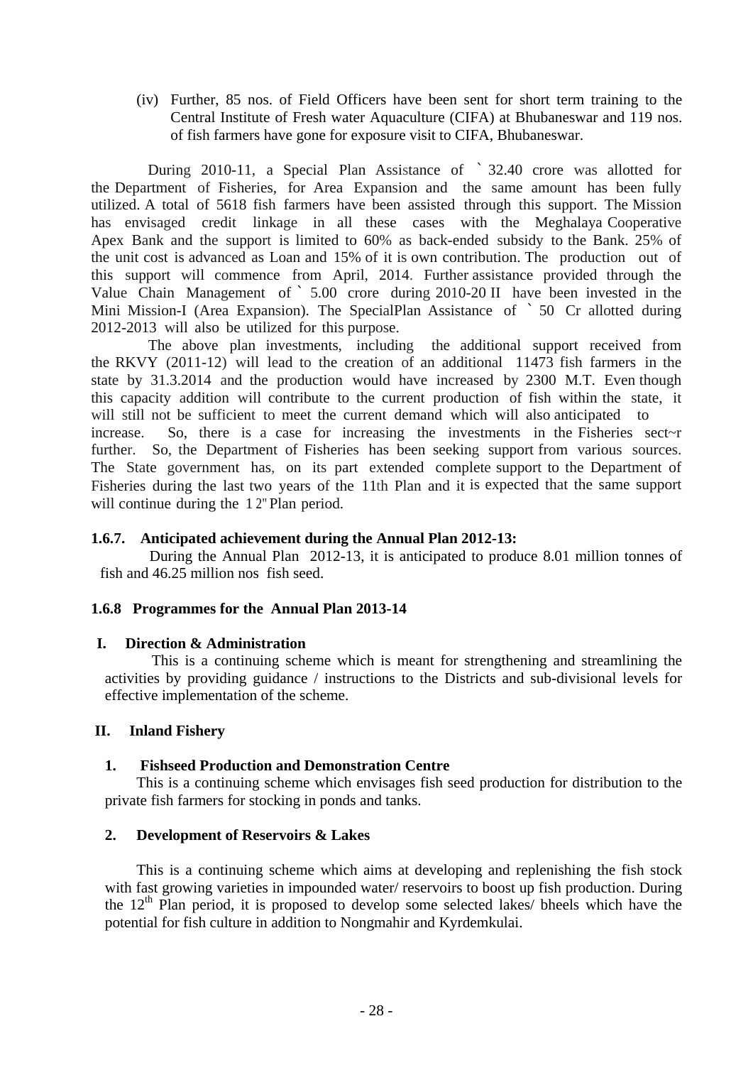(iv) Further, 85 nos. of Field Officers have been sent for short term training to the Central Institute of Fresh water Aquaculture (CIFA) at Bhubaneswar and 119 nos. of fish farmers have gone for exposure visit to CIFA, Bhubaneswar.

During 2010-11, a Special Plan Assistance of ` 32.40 crore was allotted for the Department of Fisheries, for Area Expansion and the same amount has been fully utilized. A total of 5618 fish farmers have been assisted through this support. The Mission has envisaged credit linkage in all these cases with the Meghalaya Cooperative Apex Bank and the support is limited to 60% as back-ended subsidy to the Bank. 25% of the unit cost is advanced as Loan and 15% of it is own contribution. The production out of this support will commence from April, 2014. Further assistance provided through the Value Chain Management of ` 5.00 crore during 2010-20 II have been invested in the Mini Mission-I (Area Expansion). The SpecialPlan Assistance of ` 50 Cr allotted during 2012-2013 will also be utilized for this purpose.

The above plan investments, including the additional support received from the RKVY (2011-12) will lead to the creation of an additional 11473 fish farmers in the state by 31.3.2014 and the production would have increased by 2300 M.T. Even though this capacity addition will contribute to the current production of fish within the state, it will still not be sufficient to meet the current demand which will also anticipated to increase. So, there is a case for increasing the investments in the Fisheries sect~r further. So, the Department of Fisheries has been seeking support from various sources. The State government has, on its part extended complete support to the Department of Fisheries during the last two years of the 11th Plan and it is expected that the same support will continue during the 1 2" Plan period.

**1.6.7. Anticipated achievement during the Annual Plan 2012-13:**

During the Annual Plan 2012-13, it is anticipated to produce 8.01 million tonnes of fish and 46.25 million nos fish seed.

**1.6.8 Programmes for the Annual Plan 2013-14**

**I. Direction & Administration**

This is a continuing scheme which is meant for strengthening and streamlining the activities by providing guidance / instructions to the Districts and sub-divisional levels for effective implementation of the scheme.

**II. Inland Fishery**

**1. Fishseed Production and Demonstration Centre**

This is a continuing scheme which envisages fish seed production for distribution to the private fish farmers for stocking in ponds and tanks.

**2. Development of Reservoirs & Lakes**

This is a continuing scheme which aims at developing and replenishing the fish stock with fast growing varieties in impounded water/ reservoirs to boost up fish production. During the 12th Plan period, it is proposed to develop some selected lakes/ bheels which have the potential for fish culture in addition to Nongmahir and Kyrdemkulai.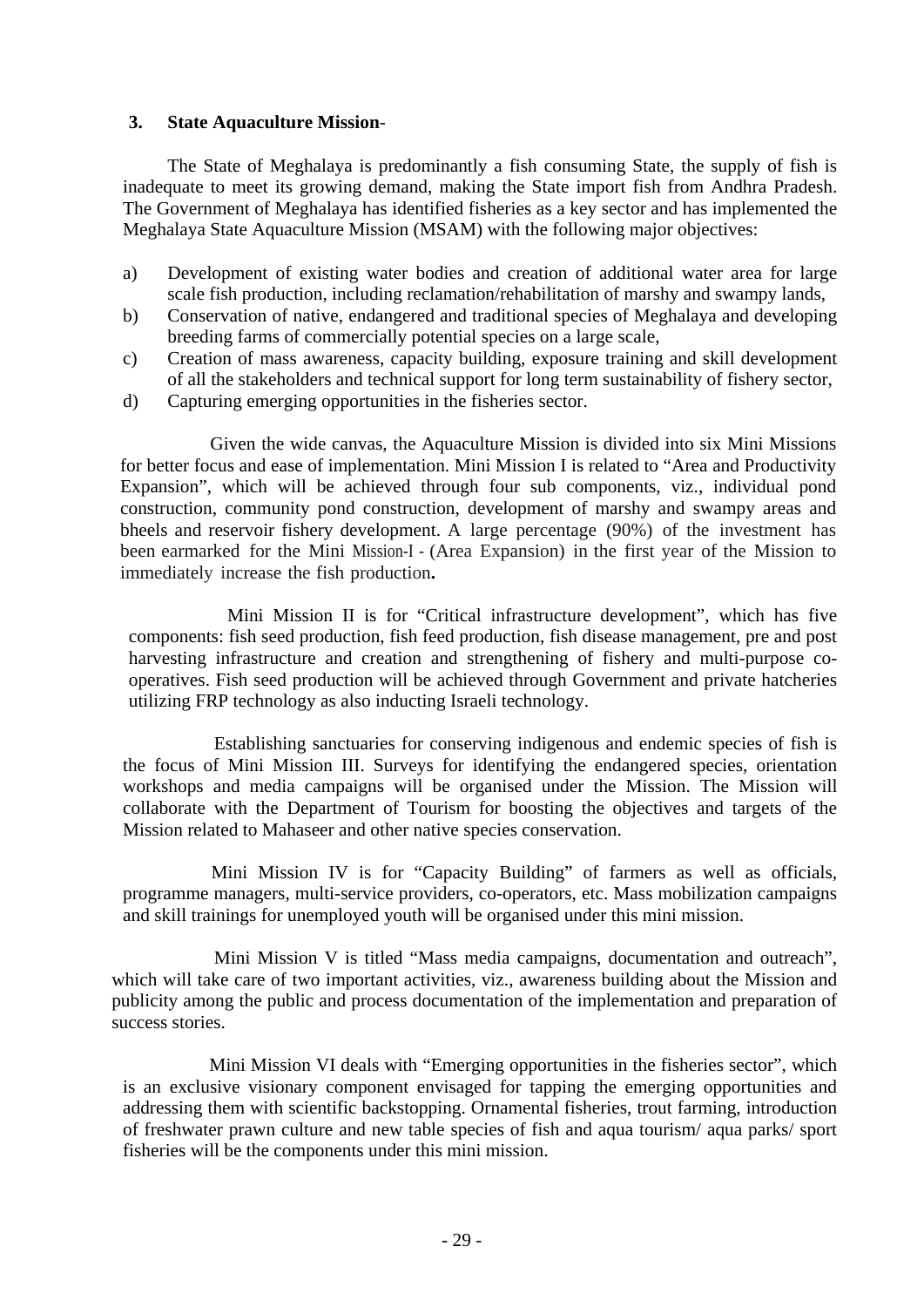## 3. State Aquaculture Mission-

The State of Meghalaya is predominantly a fish consuming State, the supply of fish is inadequate to meet its growing demand, making the State import fish from Andhra Pradesh. The Government of Meghalaya has identified fisheries as a key sector and has implemented the Meghalaya State Aquaculture Mission (MSAM) with the following major objectives:

a) Development of existing water bodies and creation of additional water area for large scale fish production, including reclamation/rehabilitation of marshy and swampy lands,
b) Conservation of native, endangered and traditional species of Meghalaya and developing breeding farms of commercially potential species on a large scale,
c) Creation of mass awareness, capacity building, exposure training and skill development of all the stakeholders and technical support for long term sustainability of fishery sector,
d) Capturing emerging opportunities in the fisheries sector.

Given the wide canvas, the Aquaculture Mission is divided into six Mini Missions for better focus and ease of implementation. Mini Mission I is related to "Area and Productivity Expansion", which will be achieved through four sub components, viz., individual pond construction, community pond construction, development of marshy and swampy areas and bheels and reservoir fishery development. A large percentage (90%) of the investment has been earmarked for the Mini Mission-I - (Area Expansion) in the first year of the Mission to immediately increase the fish production**.**

Mini Mission II is for "Critical infrastructure development", which has five components: fish seed production, fish feed production, fish disease management, pre and post harvesting infrastructure and creation and strengthening of fishery and multi-purpose co-operatives. Fish seed production will be achieved through Government and private hatcheries utilizing FRP technology as also inducting Israeli technology.

Establishing sanctuaries for conserving indigenous and endemic species of fish is the focus of Mini Mission III. Surveys for identifying the endangered species, orientation workshops and media campaigns will be organised under the Mission. The Mission will collaborate with the Department of Tourism for boosting the objectives and targets of the Mission related to Mahaseer and other native species conservation.

Mini Mission IV is for "Capacity Building" of farmers as well as officials, programme managers, multi-service providers, co-operators, etc. Mass mobilization campaigns and skill trainings for unemployed youth will be organised under this mini mission.

Mini Mission V is titled "Mass media campaigns, documentation and outreach", which will take care of two important activities, viz., awareness building about the Mission and publicity among the public and process documentation of the implementation and preparation of success stories.

Mini Mission VI deals with "Emerging opportunities in the fisheries sector", which is an exclusive visionary component envisaged for tapping the emerging opportunities and addressing them with scientific backstopping. Ornamental fisheries, trout farming, introduction of freshwater prawn culture and new table species of fish and aqua tourism/ aqua parks/ sport fisheries will be the components under this mini mission.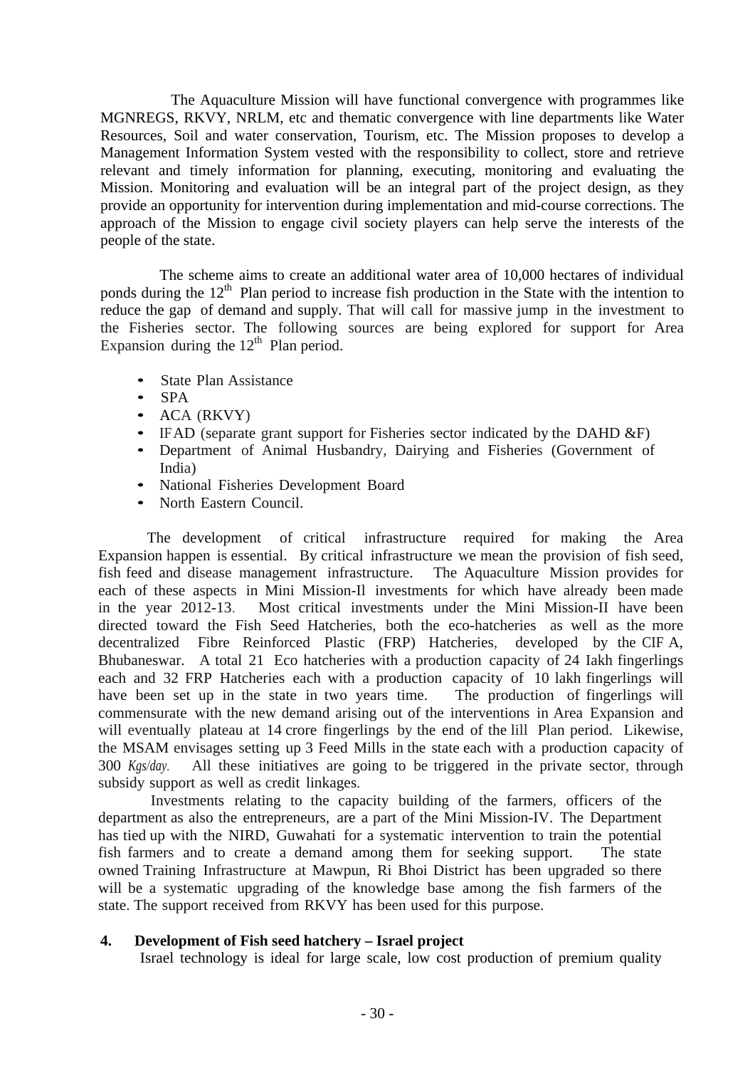The Aquaculture Mission will have functional convergence with programmes like MGNREGS, RKVY, NRLM, etc and thematic convergence with line departments like Water Resources, Soil and water conservation, Tourism, etc. The Mission proposes to develop a Management Information System vested with the responsibility to collect, store and retrieve relevant and timely information for planning, executing, monitoring and evaluating the Mission. Monitoring and evaluation will be an integral part of the project design, as they provide an opportunity for intervention during implementation and mid-course corrections. The approach of the Mission to engage civil society players can help serve the interests of the people of the state.

The scheme aims to create an additional water area of 10,000 hectares of individual ponds during the 12th Plan period to increase fish production in the State with the intention to reduce the gap of demand and supply. That will call for massive jump in the investment to the Fisheries sector. The following sources are being explored for support for Area Expansion during the 12th Plan period.

- State Plan Assistance
- SPA
- ACA (RKVY)
- IFAD (separate grant support for Fisheries sector indicated by the DAHD &F)
- Department of Animal Husbandry, Dairying and Fisheries (Government of India)
- National Fisheries Development Board
- North Eastern Council.

The development of critical infrastructure required for making the Area Expansion happen is essential. By critical infrastructure we mean the provision of fish seed, fish feed and disease management infrastructure. The Aquaculture Mission provides for each of these aspects in Mini Mission-Il investments for which have already been made in the year 2012-13. Most critical investments under the Mini Mission-II have been directed toward the Fish Seed Hatcheries, both the eco-hatcheries as well as the more decentralized Fibre Reinforced Plastic (FRP) Hatcheries, developed by the CIF A, Bhubaneswar. A total 21 Eco hatcheries with a production capacity of 24 Iakh fingerlings each and 32 FRP Hatcheries each with a production capacity of 10 lakh fingerlings will have been set up in the state in two years time. The production of fingerlings will commensurate with the new demand arising out of the interventions in Area Expansion and will eventually plateau at 14 crore fingerlings by the end of the lill Plan period. Likewise, the MSAM envisages setting up 3 Feed Mills in the state each with a production capacity of 300 *Kgs/day*. All these initiatives are going to be triggered in the private sector, through subsidy support as well as credit linkages.

Investments relating to the capacity building of the farmers, officers of the department as also the entrepreneurs, are a part of the Mini Mission-IV. The Department has tied up with the NIRD, Guwahati for a systematic intervention to train the potential fish farmers and to create a demand among them for seeking support. The state owned Training Infrastructure at Mawpun, Ri Bhoi District has been upgraded so there will be a systematic upgrading of the knowledge base among the fish farmers of the state. The support received from RKVY has been used for this purpose.

**4. Development of Fish seed hatchery – Israel project**

Israel technology is ideal for large scale, low cost production of premium quality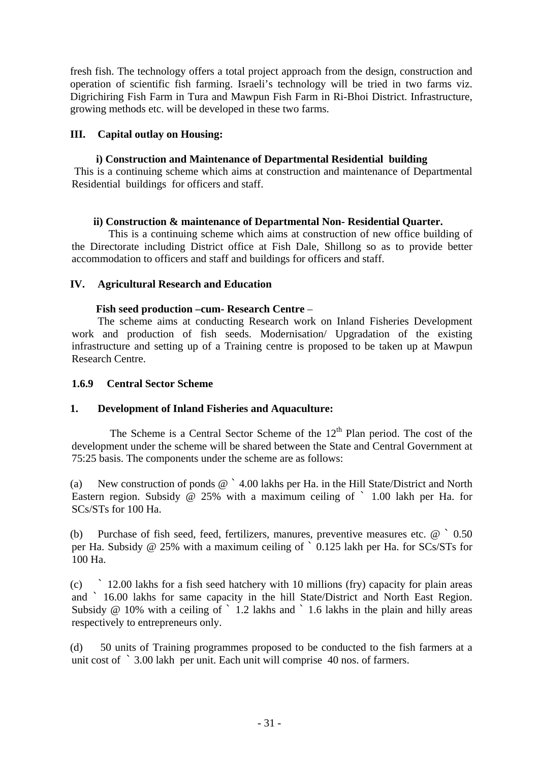fresh fish. The technology offers a total project approach from the design, construction and operation of scientific fish farming. Israeli's technology will be tried in two farms viz. Digrichiring Fish Farm in Tura and Mawpun Fish Farm in Ri-Bhoi District. Infrastructure, growing methods etc. will be developed in these two farms.

**III. Capital outlay on Housing:**

**i) Construction and Maintenance of Departmental Residential building**

This is a continuing scheme which aims at construction and maintenance of Departmental Residential buildings for officers and staff.

**ii) Construction & maintenance of Departmental Non- Residential Quarter.**

This is a continuing scheme which aims at construction of new office building of the Directorate including District office at Fish Dale, Shillong so as to provide better accommodation to officers and staff and buildings for officers and staff.

**IV. Agricultural Research and Education**

**Fish seed production –cum- Research Centre** –

The scheme aims at conducting Research work on Inland Fisheries Development work and production of fish seeds. Modernisation/ Upgradation of the existing infrastructure and setting up of a Training centre is proposed to be taken up at Mawpun Research Centre.

**1.6.9 Central Sector Scheme**

**1. Development of Inland Fisheries and Aquaculture:**

The Scheme is a Central Sector Scheme of the 12th Plan period. The cost of the development under the scheme will be shared between the State and Central Government at 75:25 basis. The components under the scheme are as follows:

(a) New construction of ponds @ ` 4.00 lakhs per Ha. in the Hill State/District and North Eastern region. Subsidy @ 25% with a maximum ceiling of ` 1.00 lakh per Ha. for SCs/STs for 100 Ha.

(b) Purchase of fish seed, feed, fertilizers, manures, preventive measures etc. @ ` 0.50 per Ha. Subsidy @ 25% with a maximum ceiling of ` 0.125 lakh per Ha. for SCs/STs for 100 Ha.

(c) ` 12.00 lakhs for a fish seed hatchery with 10 millions (fry) capacity for plain areas and ` 16.00 lakhs for same capacity in the hill State/District and North East Region. Subsidy @ 10% with a ceiling of ` 1.2 lakhs and ` 1.6 lakhs in the plain and hilly areas respectively to entrepreneurs only.

(d) 50 units of Training programmes proposed to be conducted to the fish farmers at a unit cost of ` 3.00 lakh per unit. Each unit will comprise 40 nos. of farmers.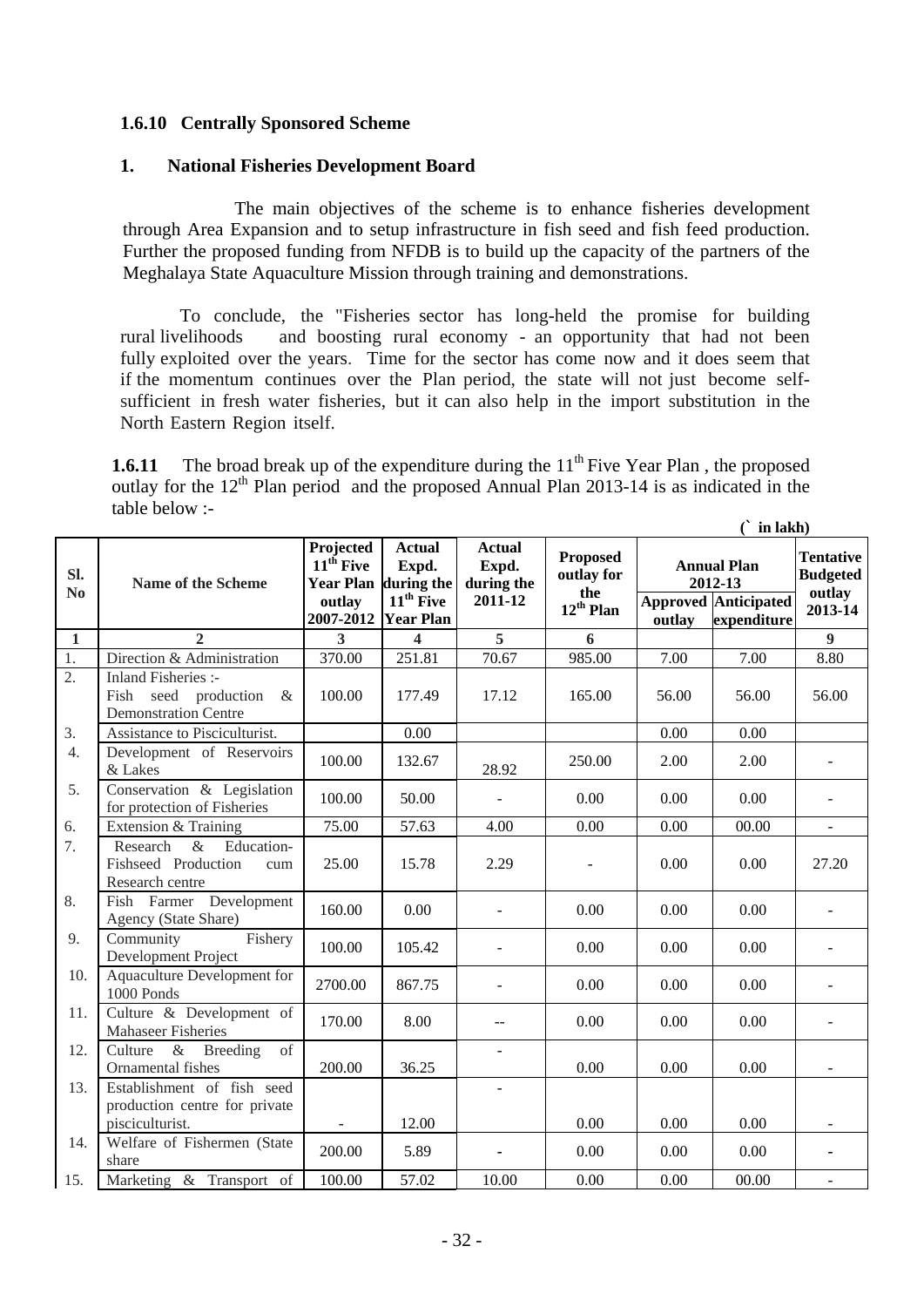### 1.6.10 Centrally Sponsored Scheme

#### 1. National Fisheries Development Board

The main objectives of the scheme is to enhance fisheries development through Area Expansion and to setup infrastructure in fish seed and fish feed production. Further the proposed funding from NFDB is to build up the capacity of the partners of the Meghalaya State Aquaculture Mission through training and demonstrations.

To conclude, the "Fisheries sector has long-held the promise for building rural livelihoods and boosting rural economy - an opportunity that had not been fully exploited over the years. Time for the sector has come now and it does seem that if the momentum continues over the Plan period, the state will not just become self-sufficient in fresh water fisheries, but it can also help in the import substitution in the North Eastern Region itself.

**1.6.11** The broad break up of the expenditure during the 11th Five Year Plan , the proposed outlay for the 12th Plan period and the proposed Annual Plan 2013-14 is as indicated in the table below :-

(` in lakh)

| Sl. No | Name of the Scheme | Projected 11th Five Year Plan outlay 2007-2012 | Actual Expd. during the 11th Five Year Plan | Actual Expd. during the 2011-12 | Proposed outlay for the 12th Plan | Annual Plan 2012-13 | | Tentative Budgeted outlay 2013-14 |
|---|---|---|---|---|---|---|---|---|
| | | | | | | Approved outlay | Anticipated expenditure | |
| 1 | 2 | 3 | 4 | 5 | 6 | | | 9 |
| 1. | Direction & Administration | 370.00 | 251.81 | 70.67 | 985.00 | 7.00 | 7.00 | 8.80 |
| 2. | Inland Fisheries :- Fish seed production & Demonstration Centre | 100.00 | 177.49 | 17.12 | 165.00 | 56.00 | 56.00 | 56.00 |
| 3. | Assistance to Pisciculturist. | | 0.00 | | | 0.00 | 0.00 | |
| 4. | Development of Reservoirs & Lakes | 100.00 | 132.67 | 28.92 | 250.00 | 2.00 | 2.00 | - |
| 5. | Conservation & Legislation for protection of Fisheries | 100.00 | 50.00 | - | 0.00 | 0.00 | 0.00 | - |
| 6. | Extension & Training | 75.00 | 57.63 | 4.00 | 0.00 | 0.00 | 00.00 | - |
| 7. | Research & Education-Fishseed Production cum Research centre | 25.00 | 15.78 | 2.29 | - | 0.00 | 0.00 | 27.20 |
| 8. | Fish Farmer Development Agency (State Share) | 160.00 | 0.00 | - | 0.00 | 0.00 | 0.00 | - |
| 9. | Community Fishery Development Project | 100.00 | 105.42 | - | 0.00 | 0.00 | 0.00 | - |
| 10. | Aquaculture Development for 1000 Ponds | 2700.00 | 867.75 | - | 0.00 | 0.00 | 0.00 | - |
| 11. | Culture & Development of Mahaseer Fisheries | 170.00 | 8.00 | -- | 0.00 | 0.00 | 0.00 | - |
| 12. | Culture & Breeding of Ornamental fishes | 200.00 | 36.25 | - | 0.00 | 0.00 | 0.00 | - |
| 13. | Establishment of fish seed production centre for private pisciculturist. | - | 12.00 | - | 0.00 | 0.00 | 0.00 | - |
| 14. | Welfare of Fishermen (State share | 200.00 | 5.89 | - | 0.00 | 0.00 | 0.00 | - |
| 15. | Marketing & Transport of | 100.00 | 57.02 | 10.00 | 0.00 | 0.00 | 00.00 | - |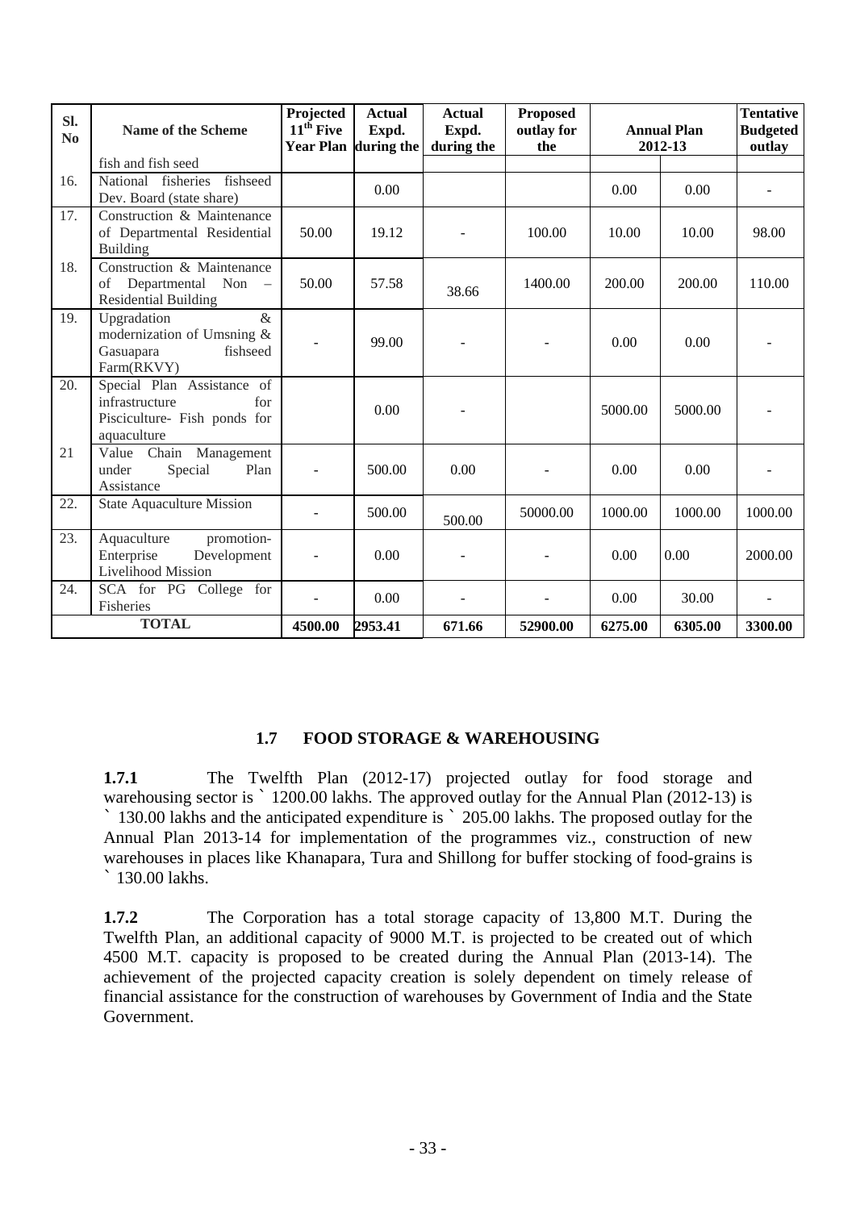| Sl. No | Name of the Scheme | Projected 11th Five Year Plan | Actual Expd. during the | Actual Expd. during the | Proposed outlay for the | Annual Plan 2012-13 | | Tentative Budgeted outlay |
|---|---|---|---|---|---|---|---|---|
| | fish and fish seed | | | | | | | |
| 16. | National fisheries fishseed Dev. Board (state share) | | 0.00 | | | 0.00 | 0.00 | - |
| 17. | Construction & Maintenance of Departmental Residential Building | 50.00 | 19.12 | - | 100.00 | 10.00 | 10.00 | 98.00 |
| 18. | Construction & Maintenance of Departmental Non – Residential Building | 50.00 | 57.58 | 38.66 | 1400.00 | 200.00 | 200.00 | 110.00 |
| 19. | Upgradation & modernization of Umsning & Gasuapara fishseed Farm(RKVY) | - | 99.00 | - | - | 0.00 | 0.00 | - |
| 20. | Special Plan Assistance of infrastructure for Pisciculture- Fish ponds for aquaculture | | 0.00 | - | | 5000.00 | 5000.00 | - |
| 21 | Value Chain Management under Special Plan Assistance | - | 500.00 | 0.00 | - | 0.00 | 0.00 | - |
| 22. | State Aquaculture Mission | - | 500.00 | 500.00 | 50000.00 | 1000.00 | 1000.00 | 1000.00 |
| 23. | Aquaculture promotion-Enterprise Development Livelihood Mission | - | 0.00 | - | - | 0.00 | 0.00 | 2000.00 |
| 24. | SCA for PG College for Fisheries | - | 0.00 | - | - | 0.00 | 30.00 | - |
| | **TOTAL** | **4500.00** | **2953.41** | **671.66** | **52900.00** | **6275.00** | **6305.00** | **3300.00** |

## 1.7 FOOD STORAGE & WAREHOUSING

**1.7.1** The Twelfth Plan (2012-17) projected outlay for food storage and warehousing sector is ` 1200.00 lakhs. The approved outlay for the Annual Plan (2012-13) is ` 130.00 lakhs and the anticipated expenditure is ` 205.00 lakhs. The proposed outlay for the Annual Plan 2013-14 for implementation of the programmes viz., construction of new warehouses in places like Khanapara, Tura and Shillong for buffer stocking of food-grains is ` 130.00 lakhs.

**1.7.2** The Corporation has a total storage capacity of 13,800 M.T. During the Twelfth Plan, an additional capacity of 9000 M.T. is projected to be created out of which 4500 M.T. capacity is proposed to be created during the Annual Plan (2013-14). The achievement of the projected capacity creation is solely dependent on timely release of financial assistance for the construction of warehouses by Government of India and the State Government.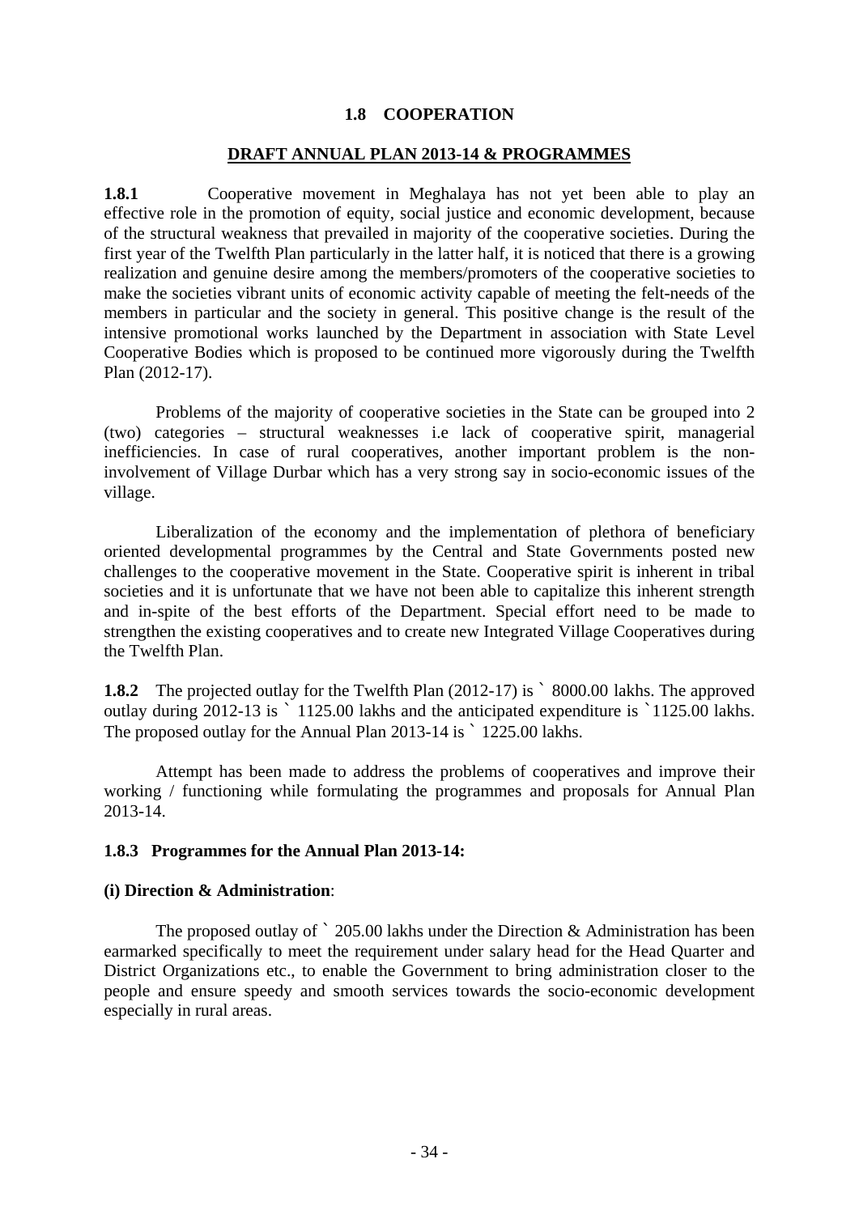## 1.8 COOPERATION

### DRAFT ANNUAL PLAN 2013-14 & PROGRAMMES

**1.8.1** Cooperative movement in Meghalaya has not yet been able to play an effective role in the promotion of equity, social justice and economic development, because of the structural weakness that prevailed in majority of the cooperative societies. During the first year of the Twelfth Plan particularly in the latter half, it is noticed that there is a growing realization and genuine desire among the members/promoters of the cooperative societies to make the societies vibrant units of economic activity capable of meeting the felt-needs of the members in particular and the society in general. This positive change is the result of the intensive promotional works launched by the Department in association with State Level Cooperative Bodies which is proposed to be continued more vigorously during the Twelfth Plan (2012-17).

Problems of the majority of cooperative societies in the State can be grouped into 2 (two) categories – structural weaknesses i.e lack of cooperative spirit, managerial inefficiencies. In case of rural cooperatives, another important problem is the non-involvement of Village Durbar which has a very strong say in socio-economic issues of the village.

Liberalization of the economy and the implementation of plethora of beneficiary oriented developmental programmes by the Central and State Governments posted new challenges to the cooperative movement in the State. Cooperative spirit is inherent in tribal societies and it is unfortunate that we have not been able to capitalize this inherent strength and in-spite of the best efforts of the Department. Special effort need to be made to strengthen the existing cooperatives and to create new Integrated Village Cooperatives during the Twelfth Plan.

**1.8.2** The projected outlay for the Twelfth Plan (2012-17) is ` 8000.00 lakhs. The approved outlay during 2012-13 is ` 1125.00 lakhs and the anticipated expenditure is `1125.00 lakhs. The proposed outlay for the Annual Plan 2013-14 is ` 1225.00 lakhs.

Attempt has been made to address the problems of cooperatives and improve their working / functioning while formulating the programmes and proposals for Annual Plan 2013-14.

### 1.8.3 Programmes for the Annual Plan 2013-14:

**(i) Direction & Administration**:

The proposed outlay of ` 205.00 lakhs under the Direction & Administration has been earmarked specifically to meet the requirement under salary head for the Head Quarter and District Organizations etc., to enable the Government to bring administration closer to the people and ensure speedy and smooth services towards the socio-economic development especially in rural areas.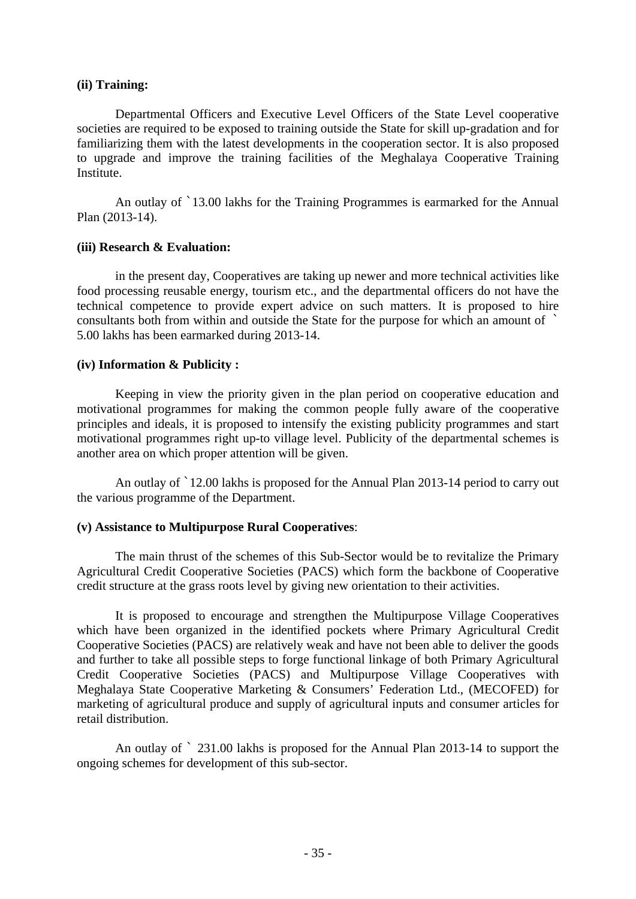**(ii) Training:**

Departmental Officers and Executive Level Officers of the State Level cooperative societies are required to be exposed to training outside the State for skill up-gradation and for familiarizing them with the latest developments in the cooperation sector. It is also proposed to upgrade and improve the training facilities of the Meghalaya Cooperative Training Institute.

An outlay of `13.00 lakhs for the Training Programmes is earmarked for the Annual Plan (2013-14).

**(iii) Research & Evaluation:**

in the present day, Cooperatives are taking up newer and more technical activities like food processing reusable energy, tourism etc., and the departmental officers do not have the technical competence to provide expert advice on such matters. It is proposed to hire consultants both from within and outside the State for the purpose for which an amount of ` 5.00 lakhs has been earmarked during 2013-14.

**(iv) Information & Publicity :**

Keeping in view the priority given in the plan period on cooperative education and motivational programmes for making the common people fully aware of the cooperative principles and ideals, it is proposed to intensify the existing publicity programmes and start motivational programmes right up-to village level. Publicity of the departmental schemes is another area on which proper attention will be given.

An outlay of `12.00 lakhs is proposed for the Annual Plan 2013-14 period to carry out the various programme of the Department.

**(v) Assistance to Multipurpose Rural Cooperatives**:

The main thrust of the schemes of this Sub-Sector would be to revitalize the Primary Agricultural Credit Cooperative Societies (PACS) which form the backbone of Cooperative credit structure at the grass roots level by giving new orientation to their activities.

It is proposed to encourage and strengthen the Multipurpose Village Cooperatives which have been organized in the identified pockets where Primary Agricultural Credit Cooperative Societies (PACS) are relatively weak and have not been able to deliver the goods and further to take all possible steps to forge functional linkage of both Primary Agricultural Credit Cooperative Societies (PACS) and Multipurpose Village Cooperatives with Meghalaya State Cooperative Marketing & Consumers' Federation Ltd., (MECOFED) for marketing of agricultural produce and supply of agricultural inputs and consumer articles for retail distribution.

An outlay of ` 231.00 lakhs is proposed for the Annual Plan 2013-14 to support the ongoing schemes for development of this sub-sector.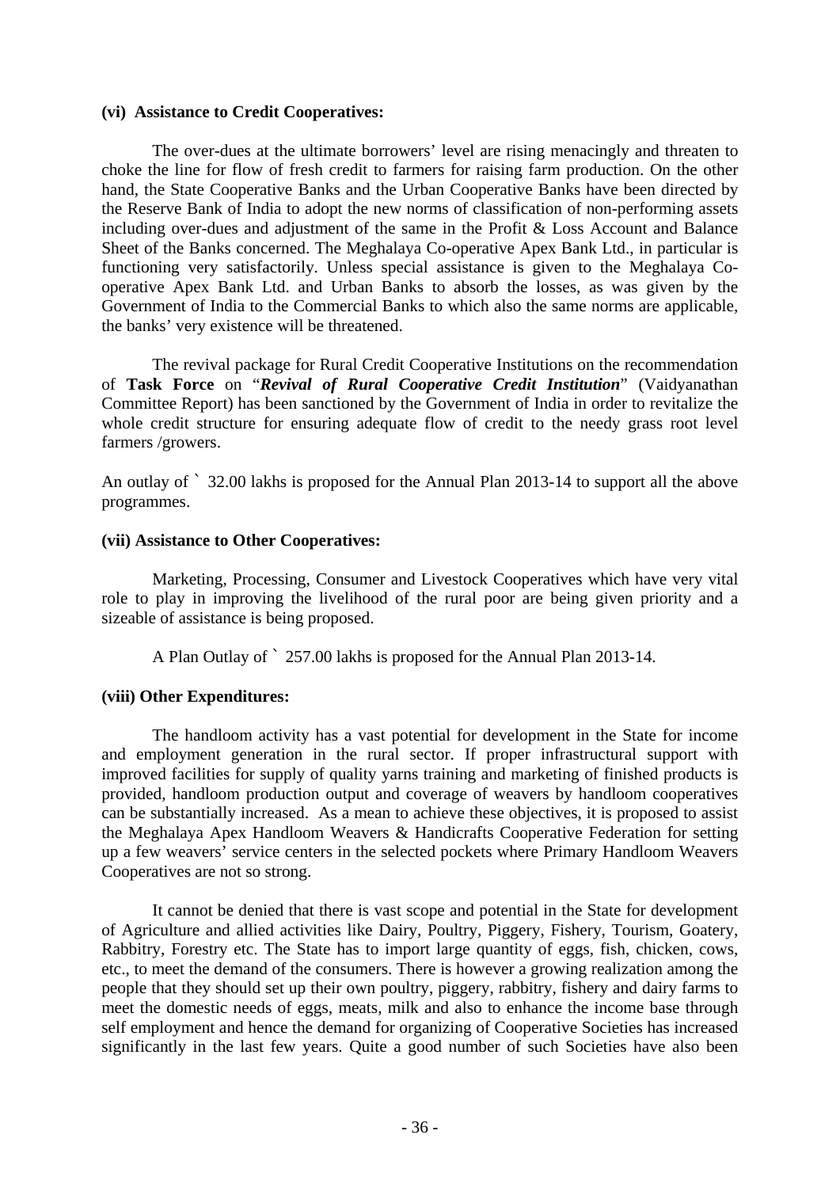**(vi) Assistance to Credit Cooperatives:**

The over-dues at the ultimate borrowers' level are rising menacingly and threaten to choke the line for flow of fresh credit to farmers for raising farm production. On the other hand, the State Cooperative Banks and the Urban Cooperative Banks have been directed by the Reserve Bank of India to adopt the new norms of classification of non-performing assets including over-dues and adjustment of the same in the Profit & Loss Account and Balance Sheet of the Banks concerned. The Meghalaya Co-operative Apex Bank Ltd., in particular is functioning very satisfactorily. Unless special assistance is given to the Meghalaya Co-operative Apex Bank Ltd. and Urban Banks to absorb the losses, as was given by the Government of India to the Commercial Banks to which also the same norms are applicable, the banks' very existence will be threatened.

The revival package for Rural Credit Cooperative Institutions on the recommendation of **Task Force** on "***Revival of Rural Cooperative Credit Institution***" (Vaidyanathan Committee Report) has been sanctioned by the Government of India in order to revitalize the whole credit structure for ensuring adequate flow of credit to the needy grass root level farmers /growers.

An outlay of ` 32.00 lakhs is proposed for the Annual Plan 2013-14 to support all the above programmes.

**(vii) Assistance to Other Cooperatives:**

Marketing, Processing, Consumer and Livestock Cooperatives which have very vital role to play in improving the livelihood of the rural poor are being given priority and a sizeable of assistance is being proposed.

A Plan Outlay of ` 257.00 lakhs is proposed for the Annual Plan 2013-14.

**(viii) Other Expenditures:**

The handloom activity has a vast potential for development in the State for income and employment generation in the rural sector. If proper infrastructural support with improved facilities for supply of quality yarns training and marketing of finished products is provided, handloom production output and coverage of weavers by handloom cooperatives can be substantially increased. As a mean to achieve these objectives, it is proposed to assist the Meghalaya Apex Handloom Weavers & Handicrafts Cooperative Federation for setting up a few weavers' service centers in the selected pockets where Primary Handloom Weavers Cooperatives are not so strong.

It cannot be denied that there is vast scope and potential in the State for development of Agriculture and allied activities like Dairy, Poultry, Piggery, Fishery, Tourism, Goatery, Rabbitry, Forestry etc. The State has to import large quantity of eggs, fish, chicken, cows, etc., to meet the demand of the consumers. There is however a growing realization among the people that they should set up their own poultry, piggery, rabbitry, fishery and dairy farms to meet the domestic needs of eggs, meats, milk and also to enhance the income base through self employment and hence the demand for organizing of Cooperative Societies has increased significantly in the last few years. Quite a good number of such Societies have also been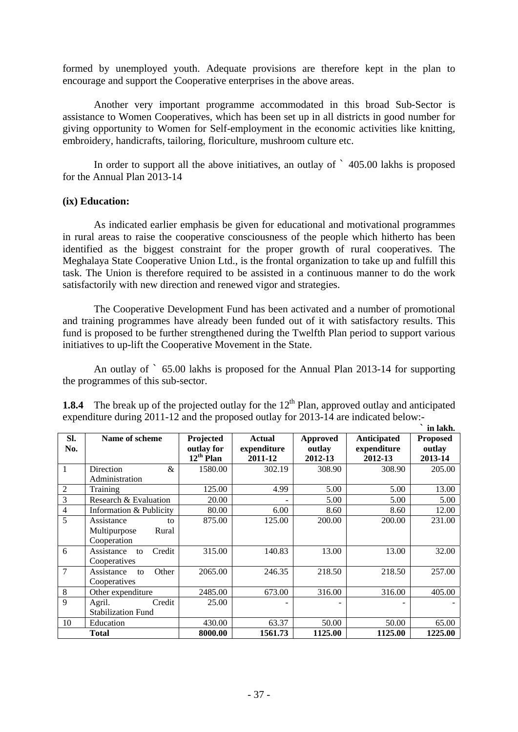formed by unemployed youth. Adequate provisions are therefore kept in the plan to encourage and support the Cooperative enterprises in the above areas.

Another very important programme accommodated in this broad Sub-Sector is assistance to Women Cooperatives, which has been set up in all districts in good number for giving opportunity to Women for Self-employment in the economic activities like knitting, embroidery, handicrafts, tailoring, floriculture, mushroom culture etc.

In order to support all the above initiatives, an outlay of ` 405.00 lakhs is proposed for the Annual Plan 2013-14

**(ix) Education:**

As indicated earlier emphasis be given for educational and motivational programmes in rural areas to raise the cooperative consciousness of the people which hitherto has been identified as the biggest constraint for the proper growth of rural cooperatives. The Meghalaya State Cooperative Union Ltd., is the frontal organization to take up and fulfill this task. The Union is therefore required to be assisted in a continuous manner to do the work satisfactorily with new direction and renewed vigor and strategies.

The Cooperative Development Fund has been activated and a number of promotional and training programmes have already been funded out of it with satisfactory results. This fund is proposed to be further strengthened during the Twelfth Plan period to support various initiatives to up-lift the Cooperative Movement in the State.

An outlay of ` 65.00 lakhs is proposed for the Annual Plan 2013-14 for supporting the programmes of this sub-sector.

**1.8.4** The break up of the projected outlay for the 12th Plan, approved outlay and anticipated expenditure during 2011-12 and the proposed outlay for 2013-14 are indicated below:-

` in lakh.

| Sl. No. | Name of scheme | Projected outlay for 12th Plan | Actual expenditure 2011-12 | Approved outlay 2012-13 | Anticipated expenditure 2012-13 | Proposed outlay 2013-14 |
|---|---|---|---|---|---|---|
| 1 | Direction & Administration | 1580.00 | 302.19 | 308.90 | 308.90 | 205.00 |
| 2 | Training | 125.00 | 4.99 | 5.00 | 5.00 | 13.00 |
| 3 | Research & Evaluation | 20.00 | - | 5.00 | 5.00 | 5.00 |
| 4 | Information & Publicity | 80.00 | 6.00 | 8.60 | 8.60 | 12.00 |
| 5 | Assistance to Multipurpose Rural Cooperation | 875.00 | 125.00 | 200.00 | 200.00 | 231.00 |
| 6 | Assistance to Credit Cooperatives | 315.00 | 140.83 | 13.00 | 13.00 | 32.00 |
| 7 | Assistance to Other Cooperatives | 2065.00 | 246.35 | 218.50 | 218.50 | 257.00 |
| 8 | Other expenditure | 2485.00 | 673.00 | 316.00 | 316.00 | 405.00 |
| 9 | Agril. Credit Stabilization Fund | 25.00 | - | - | - | - |
| 10 | Education | 430.00 | 63.37 | 50.00 | 50.00 | 65.00 |
| | **Total** | **8000.00** | **1561.73** | **1125.00** | **1125.00** | **1225.00** |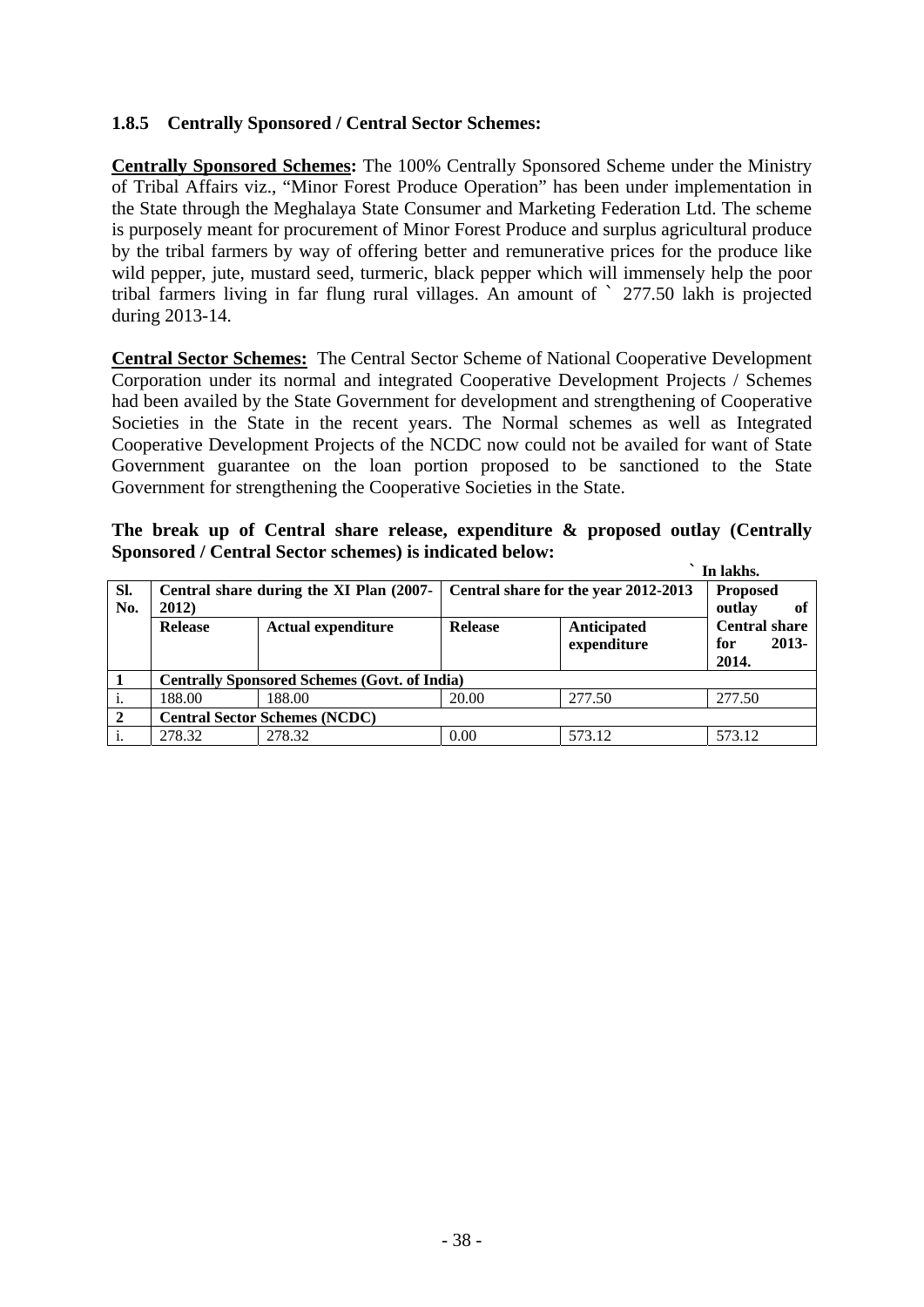### 1.8.5 Centrally Sponsored / Central Sector Schemes:

**Centrally Sponsored Schemes:** The 100% Centrally Sponsored Scheme under the Ministry of Tribal Affairs viz., "Minor Forest Produce Operation" has been under implementation in the State through the Meghalaya State Consumer and Marketing Federation Ltd. The scheme is purposely meant for procurement of Minor Forest Produce and surplus agricultural produce by the tribal farmers by way of offering better and remunerative prices for the produce like wild pepper, jute, mustard seed, turmeric, black pepper which will immensely help the poor tribal farmers living in far flung rural villages. An amount of ` 277.50 lakh is projected during 2013-14.

**Central Sector Schemes:** The Central Sector Scheme of National Cooperative Development Corporation under its normal and integrated Cooperative Development Projects / Schemes had been availed by the State Government for development and strengthening of Cooperative Societies in the State in the recent years. The Normal schemes as well as Integrated Cooperative Development Projects of the NCDC now could not be availed for want of State Government guarantee on the loan portion proposed to be sanctioned to the State Government for strengthening the Cooperative Societies in the State.

**The break up of Central share release, expenditure & proposed outlay (Centrally Sponsored / Central Sector schemes) is indicated below:**

**` In lakhs.**

| Sl. No. | Central share during the XI Plan (2007-2012) | | Central share for the year 2012-2013 | | Proposed outlay of Central share for 2013-2014. |
|---|---|---|---|---|---|
| | **Release** | **Actual expenditure** | **Release** | **Anticipated expenditure** | |
| **1** | **Centrally Sponsored Schemes (Govt. of India)** | | | | |
| i. | 188.00 | 188.00 | 20.00 | 277.50 | 277.50 |
| **2** | **Central Sector Schemes (NCDC)** | | | | |
| i. | 278.32 | 278.32 | 0.00 | 573.12 | 573.12 |